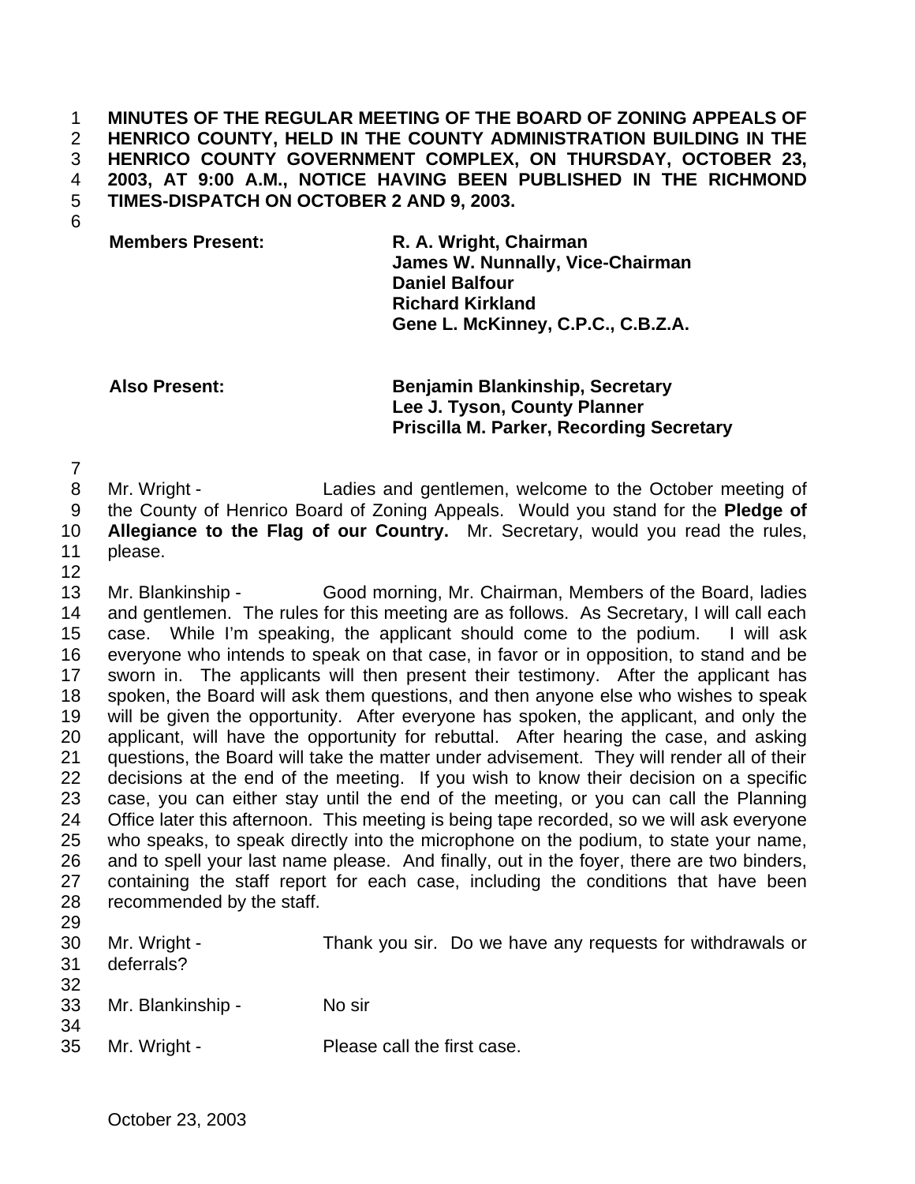**MINUTES OF THE REGULAR MEETING OF THE BOARD OF ZONING APPEALS OF HENRICO COUNTY, HELD IN THE COUNTY ADMINISTRATION BUILDING IN THE HENRICO COUNTY GOVERNMENT COMPLEX, ON THURSDAY, OCTOBER 23, 2003, AT 9:00 A.M., NOTICE HAVING BEEN PUBLISHED IN THE RICHMOND TIMES-DISPATCH ON OCTOBER 2 AND 9, 2003.**

| | |
|---|---|
| **Members Present:** | **R. A. Wright, Chairman** |
| | **James W. Nunnally, Vice-Chairman** |
| | **Daniel Balfour** |
| | **Richard Kirkland** |
| | **Gene L. McKinney, C.P.C., C.B.Z.A.** |
| | |
| **Also Present:** | **Benjamin Blankinship, Secretary** |
| | **Lee J. Tyson, County Planner** |
| | **Priscilla M. Parker, Recording Secretary** |

Mr. Wright - Ladies and gentlemen, welcome to the October meeting of the County of Henrico Board of Zoning Appeals. Would you stand for the **Pledge of Allegiance to the Flag of our Country.** Mr. Secretary, would you read the rules, please.

Mr. Blankinship - Good morning, Mr. Chairman, Members of the Board, ladies and gentlemen. The rules for this meeting are as follows. As Secretary, I will call each case. While I'm speaking, the applicant should come to the podium. I will ask everyone who intends to speak on that case, in favor or in opposition, to stand and be sworn in. The applicants will then present their testimony. After the applicant has spoken, the Board will ask them questions, and then anyone else who wishes to speak will be given the opportunity. After everyone has spoken, the applicant, and only the applicant, will have the opportunity for rebuttal. After hearing the case, and asking questions, the Board will take the matter under advisement. They will render all of their decisions at the end of the meeting. If you wish to know their decision on a specific case, you can either stay until the end of the meeting, or you can call the Planning Office later this afternoon. This meeting is being tape recorded, so we will ask everyone who speaks, to speak directly into the microphone on the podium, to state your name, and to spell your last name please. And finally, out in the foyer, there are two binders, containing the staff report for each case, including the conditions that have been recommended by the staff.

Mr. Wright - Thank you sir. Do we have any requests for withdrawals or deferrals?

Mr. Blankinship - No sir

Mr. Wright - Please call the first case.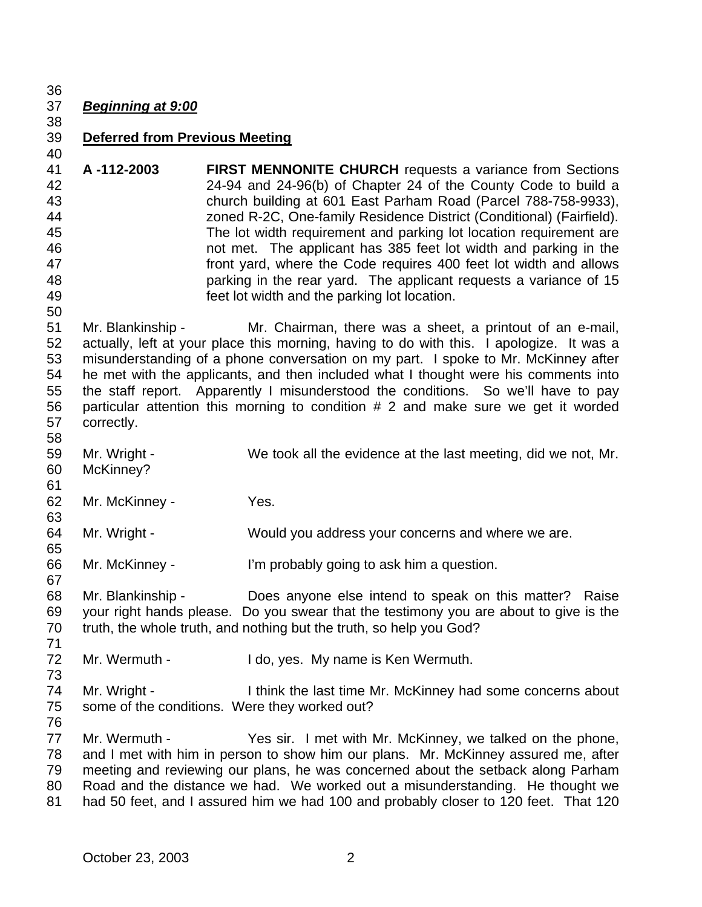***Beginning at 9:00***

**Deferred from Previous Meeting**

**A -112-2003** **FIRST MENNONITE CHURCH** requests a variance from Sections 24-94 and 24-96(b) of Chapter 24 of the County Code to build a church building at 601 East Parham Road (Parcel 788-758-9933), zoned R-2C, One-family Residence District (Conditional) (Fairfield). The lot width requirement and parking lot location requirement are not met. The applicant has 385 feet lot width and parking in the front yard, where the Code requires 400 feet lot width and allows parking in the rear yard. The applicant requests a variance of 15 feet lot width and the parking lot location.

Mr. Blankinship - Mr. Chairman, there was a sheet, a printout of an e-mail, actually, left at your place this morning, having to do with this. I apologize. It was a misunderstanding of a phone conversation on my part. I spoke to Mr. McKinney after he met with the applicants, and then included what I thought were his comments into the staff report. Apparently I misunderstood the conditions. So we'll have to pay particular attention this morning to condition # 2 and make sure we get it worded correctly.

Mr. Wright - We took all the evidence at the last meeting, did we not, Mr. McKinney?

Mr. McKinney - Yes.

Mr. Wright - Would you address your concerns and where we are.

Mr. McKinney - I'm probably going to ask him a question.

Mr. Blankinship - Does anyone else intend to speak on this matter? Raise your right hands please. Do you swear that the testimony you are about to give is the truth, the whole truth, and nothing but the truth, so help you God?

Mr. Wermuth - I do, yes. My name is Ken Wermuth.

Mr. Wright - I think the last time Mr. McKinney had some concerns about some of the conditions. Were they worked out?

Mr. Wermuth - Yes sir. I met with Mr. McKinney, we talked on the phone, and I met with him in person to show him our plans. Mr. McKinney assured me, after meeting and reviewing our plans, he was concerned about the setback along Parham Road and the distance we had. We worked out a misunderstanding. He thought we had 50 feet, and I assured him we had 100 and probably closer to 120 feet. That 120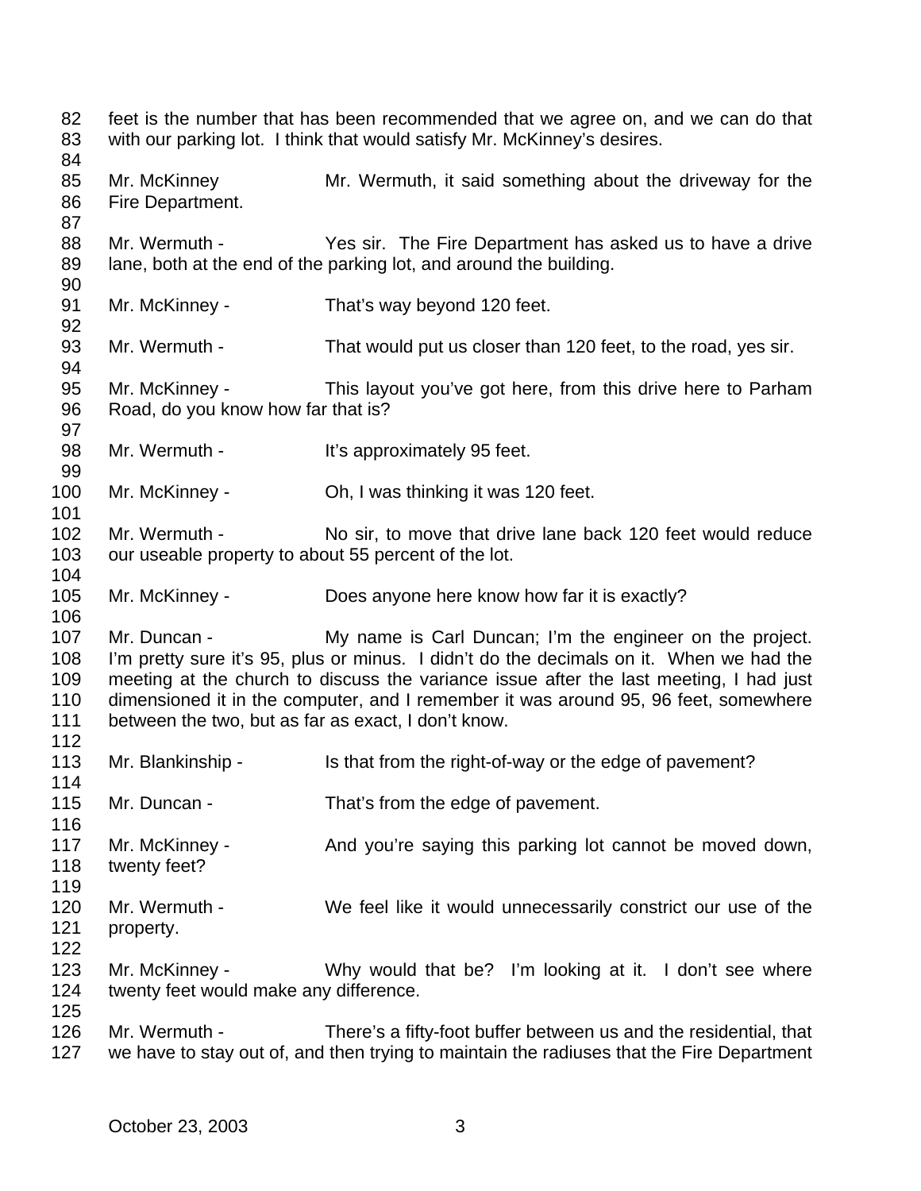feet is the number that has been recommended that we agree on, and we can do that with our parking lot. I think that would satisfy Mr. McKinney's desires.

Mr. McKinney Mr. Wermuth, it said something about the driveway for the Fire Department.

Mr. Wermuth - Yes sir. The Fire Department has asked us to have a drive lane, both at the end of the parking lot, and around the building.

Mr. McKinney - That's way beyond 120 feet.

Mr. Wermuth - That would put us closer than 120 feet, to the road, yes sir.

Mr. McKinney - This layout you've got here, from this drive here to Parham Road, do you know how far that is?

Mr. Wermuth - It's approximately 95 feet.

Mr. McKinney - Oh, I was thinking it was 120 feet.

Mr. Wermuth - No sir, to move that drive lane back 120 feet would reduce our useable property to about 55 percent of the lot.

Mr. McKinney - Does anyone here know how far it is exactly?

Mr. Duncan - My name is Carl Duncan; I'm the engineer on the project. I'm pretty sure it's 95, plus or minus. I didn't do the decimals on it. When we had the meeting at the church to discuss the variance issue after the last meeting, I had just dimensioned it in the computer, and I remember it was around 95, 96 feet, somewhere between the two, but as far as exact, I don't know.

Mr. Blankinship - Is that from the right-of-way or the edge of pavement?

Mr. Duncan - That's from the edge of pavement.

Mr. McKinney - And you're saying this parking lot cannot be moved down, twenty feet?

Mr. Wermuth - We feel like it would unnecessarily constrict our use of the property.

Mr. McKinney - Why would that be? I'm looking at it. I don't see where twenty feet would make any difference.

Mr. Wermuth - There's a fifty-foot buffer between us and the residential, that we have to stay out of, and then trying to maintain the radiuses that the Fire Department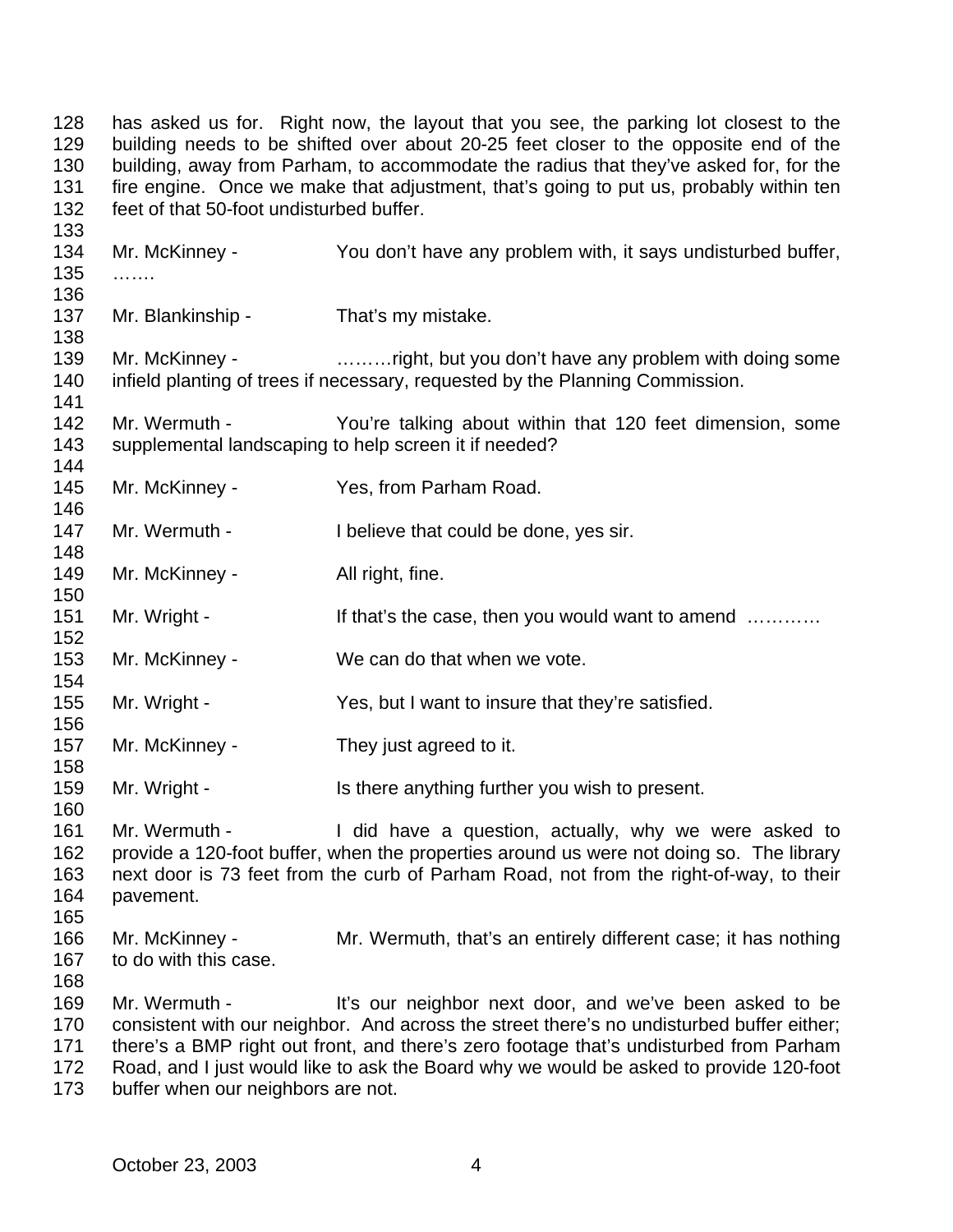has asked us for. Right now, the layout that you see, the parking lot closest to the building needs to be shifted over about 20-25 feet closer to the opposite end of the building, away from Parham, to accommodate the radius that they've asked for, for the fire engine. Once we make that adjustment, that's going to put us, probably within ten feet of that 50-foot undisturbed buffer.

Mr. McKinney - You don't have any problem with, it says undisturbed buffer, …….

Mr. Blankinship - That's my mistake.

Mr. McKinney - ………right, but you don't have any problem with doing some infield planting of trees if necessary, requested by the Planning Commission.

Mr. Wermuth - You're talking about within that 120 feet dimension, some supplemental landscaping to help screen it if needed?

Mr. McKinney - Yes, from Parham Road.

Mr. Wermuth - I believe that could be done, yes sir.

Mr. McKinney - All right, fine.

Mr. Wright - If that's the case, then you would want to amend …………

Mr. McKinney - We can do that when we vote.

Mr. Wright - Yes, but I want to insure that they're satisfied.

Mr. McKinney - They just agreed to it.

Mr. Wright - Is there anything further you wish to present.

Mr. Wermuth - I did have a question, actually, why we were asked to provide a 120-foot buffer, when the properties around us were not doing so. The library next door is 73 feet from the curb of Parham Road, not from the right-of-way, to their pavement.

Mr. McKinney - Mr. Wermuth, that's an entirely different case; it has nothing to do with this case.

Mr. Wermuth - It's our neighbor next door, and we've been asked to be consistent with our neighbor. And across the street there's no undisturbed buffer either; there's a BMP right out front, and there's zero footage that's undisturbed from Parham Road, and I just would like to ask the Board why we would be asked to provide 120-foot buffer when our neighbors are not.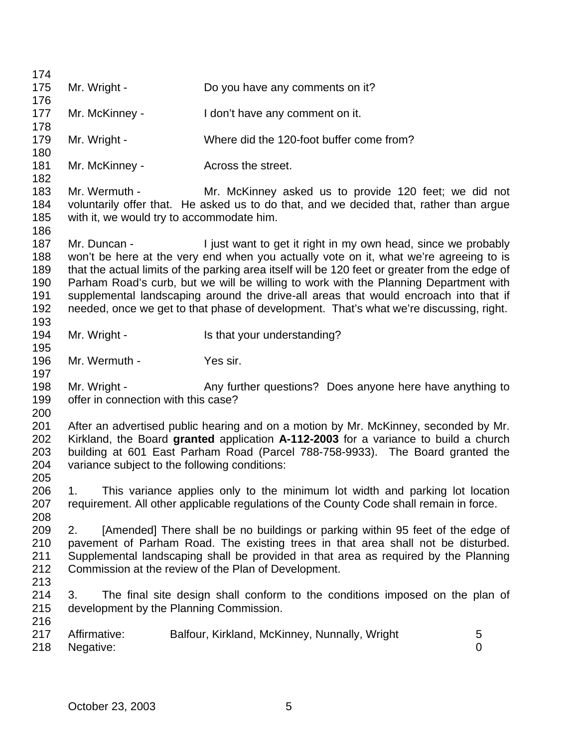Mr. Wright - Do you have any comments on it?

Mr. McKinney - I don't have any comment on it.

Mr. Wright - Where did the 120-foot buffer come from?

Mr. McKinney - Across the street.

Mr. Wermuth - Mr. McKinney asked us to provide 120 feet; we did not voluntarily offer that. He asked us to do that, and we decided that, rather than argue with it, we would try to accommodate him.

Mr. Duncan - I just want to get it right in my own head, since we probably won't be here at the very end when you actually vote on it, what we're agreeing to is that the actual limits of the parking area itself will be 120 feet or greater from the edge of Parham Road's curb, but we will be willing to work with the Planning Department with supplemental landscaping around the drive-all areas that would encroach into that if needed, once we get to that phase of development. That's what we're discussing, right.

Mr. Wright - Is that your understanding?

Mr. Wermuth - Yes sir.

Mr. Wright - Any further questions? Does anyone here have anything to offer in connection with this case?

After an advertised public hearing and on a motion by Mr. McKinney, seconded by Mr. Kirkland, the Board **granted** application **A-112-2003** for a variance to build a church building at 601 East Parham Road (Parcel 788-758-9933). The Board granted the variance subject to the following conditions:

1. This variance applies only to the minimum lot width and parking lot location requirement. All other applicable regulations of the County Code shall remain in force.

2. [Amended] There shall be no buildings or parking within 95 feet of the edge of pavement of Parham Road. The existing trees in that area shall not be disturbed. Supplemental landscaping shall be provided in that area as required by the Planning Commission at the review of the Plan of Development.

3. The final site design shall conform to the conditions imposed on the plan of development by the Planning Commission.

| | | |
|---|---|---|
| Affirmative: | Balfour, Kirkland, McKinney, Nunnally, Wright | 5 |
| Negative: | | 0 |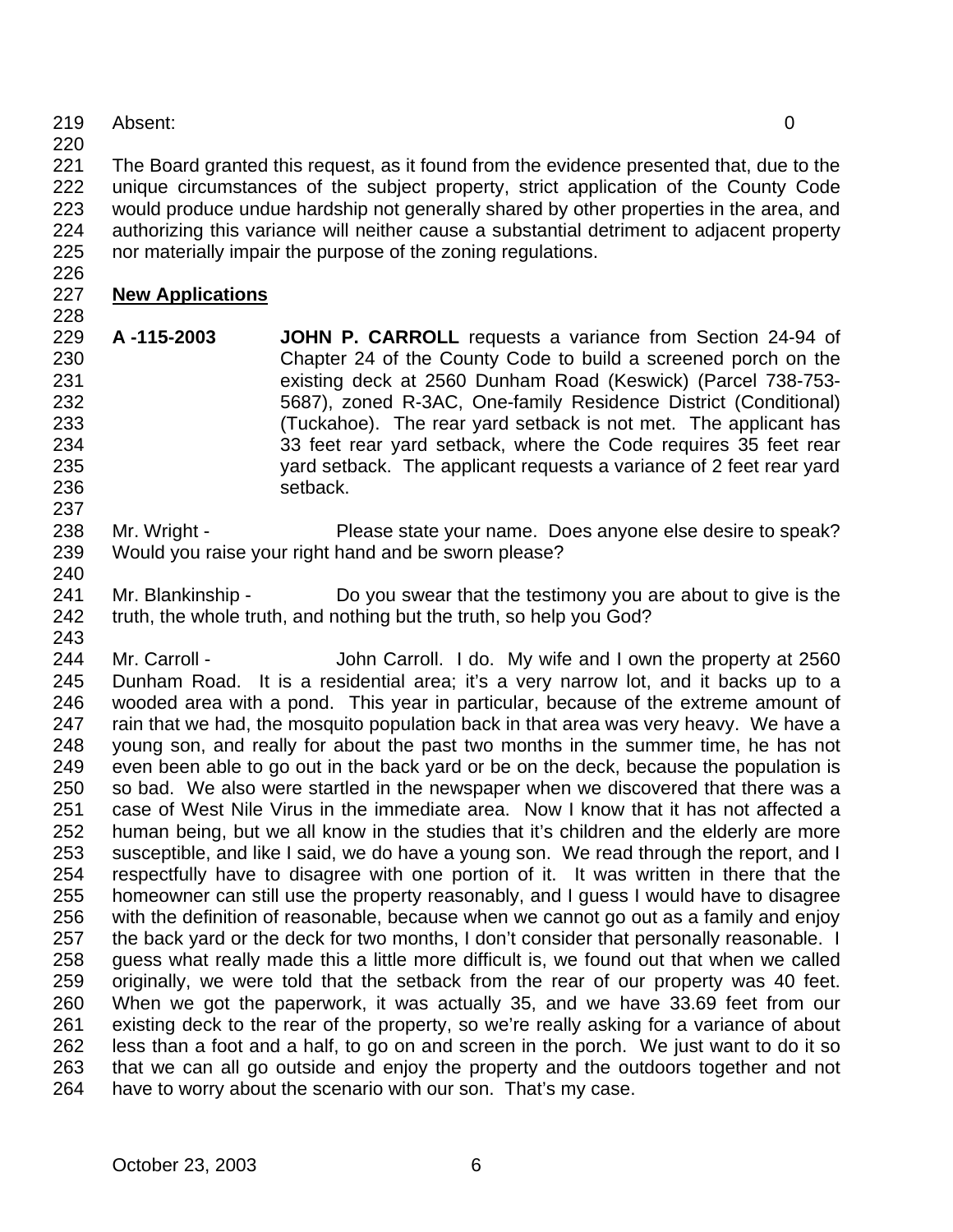Absent: 0

The Board granted this request, as it found from the evidence presented that, due to the unique circumstances of the subject property, strict application of the County Code would produce undue hardship not generally shared by other properties in the area, and authorizing this variance will neither cause a substantial detriment to adjacent property nor materially impair the purpose of the zoning regulations.

## New Applications

**A -115-2003** **JOHN P. CARROLL** requests a variance from Section 24-94 of Chapter 24 of the County Code to build a screened porch on the existing deck at 2560 Dunham Road (Keswick) (Parcel 738-753-5687), zoned R-3AC, One-family Residence District (Conditional) (Tuckahoe). The rear yard setback is not met. The applicant has 33 feet rear yard setback, where the Code requires 35 feet rear yard setback. The applicant requests a variance of 2 feet rear yard setback.

Mr. Wright - Please state your name. Does anyone else desire to speak? Would you raise your right hand and be sworn please?

Mr. Blankinship - Do you swear that the testimony you are about to give is the truth, the whole truth, and nothing but the truth, so help you God?

Mr. Carroll - John Carroll. I do. My wife and I own the property at 2560 Dunham Road. It is a residential area; it's a very narrow lot, and it backs up to a wooded area with a pond. This year in particular, because of the extreme amount of rain that we had, the mosquito population back in that area was very heavy. We have a young son, and really for about the past two months in the summer time, he has not even been able to go out in the back yard or be on the deck, because the population is so bad. We also were startled in the newspaper when we discovered that there was a case of West Nile Virus in the immediate area. Now I know that it has not affected a human being, but we all know in the studies that it's children and the elderly are more susceptible, and like I said, we do have a young son. We read through the report, and I respectfully have to disagree with one portion of it. It was written in there that the homeowner can still use the property reasonably, and I guess I would have to disagree with the definition of reasonable, because when we cannot go out as a family and enjoy the back yard or the deck for two months, I don't consider that personally reasonable. I guess what really made this a little more difficult is, we found out that when we called originally, we were told that the setback from the rear of our property was 40 feet. When we got the paperwork, it was actually 35, and we have 33.69 feet from our existing deck to the rear of the property, so we're really asking for a variance of about less than a foot and a half, to go on and screen in the porch. We just want to do it so that we can all go outside and enjoy the property and the outdoors together and not have to worry about the scenario with our son. That's my case.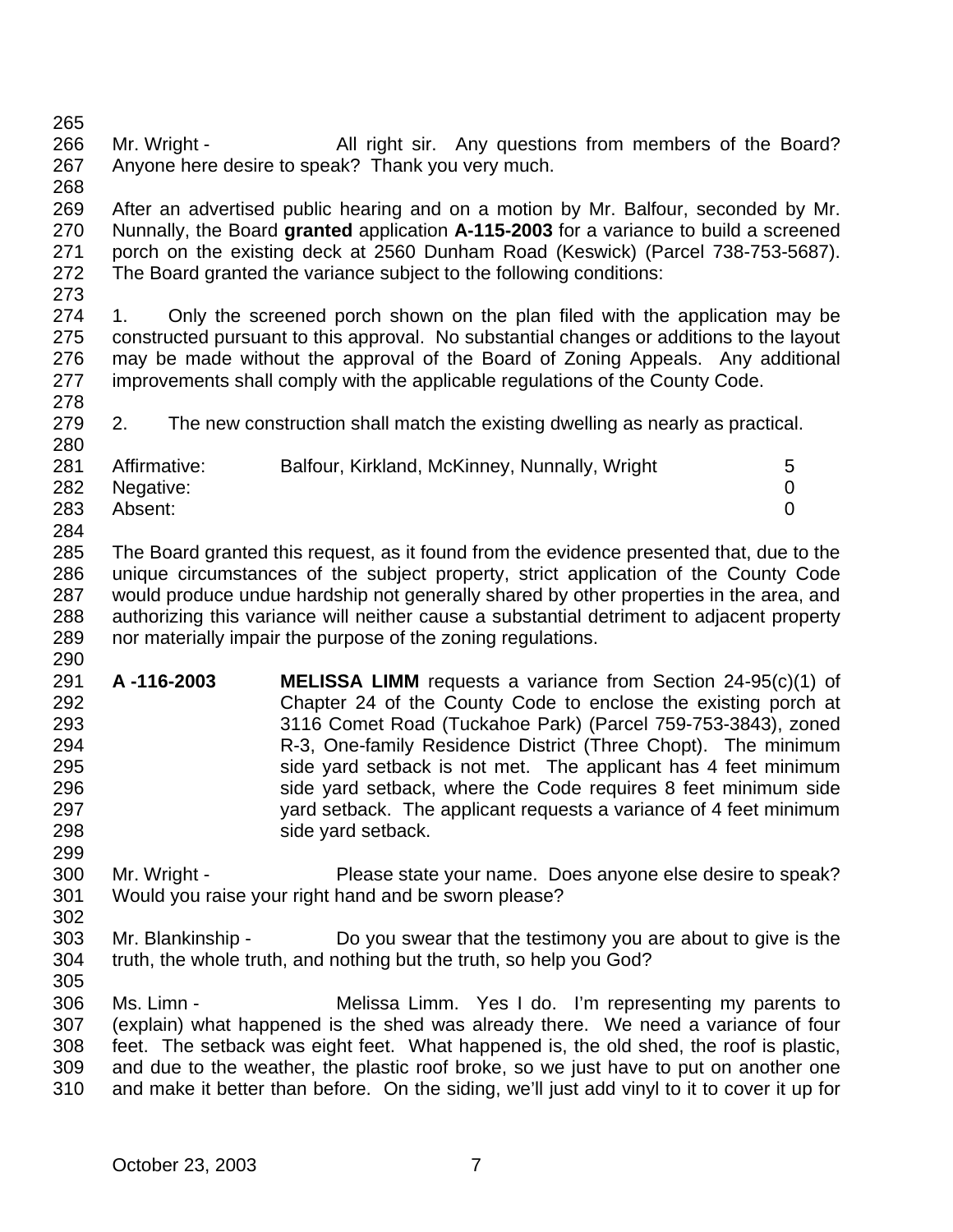Mr. Wright - All right sir. Any questions from members of the Board? Anyone here desire to speak? Thank you very much.

After an advertised public hearing and on a motion by Mr. Balfour, seconded by Mr. Nunnally, the Board **granted** application **A-115-2003** for a variance to build a screened porch on the existing deck at 2560 Dunham Road (Keswick) (Parcel 738-753-5687). The Board granted the variance subject to the following conditions:

1. Only the screened porch shown on the plan filed with the application may be constructed pursuant to this approval. No substantial changes or additions to the layout may be made without the approval of the Board of Zoning Appeals. Any additional improvements shall comply with the applicable regulations of the County Code.

2. The new construction shall match the existing dwelling as nearly as practical.

| | | |
|---|---|---|
| Affirmative: | Balfour, Kirkland, McKinney, Nunnally, Wright | 5 |
| Negative: | | 0 |
| Absent: | | 0 |

The Board granted this request, as it found from the evidence presented that, due to the unique circumstances of the subject property, strict application of the County Code would produce undue hardship not generally shared by other properties in the area, and authorizing this variance will neither cause a substantial detriment to adjacent property nor materially impair the purpose of the zoning regulations.

**A -116-2003** **MELISSA LIMM** requests a variance from Section 24-95(c)(1) of Chapter 24 of the County Code to enclose the existing porch at 3116 Comet Road (Tuckahoe Park) (Parcel 759-753-3843), zoned R-3, One-family Residence District (Three Chopt). The minimum side yard setback is not met. The applicant has 4 feet minimum side yard setback, where the Code requires 8 feet minimum side yard setback. The applicant requests a variance of 4 feet minimum side yard setback.

Mr. Wright - Please state your name. Does anyone else desire to speak? Would you raise your right hand and be sworn please?

Mr. Blankinship - Do you swear that the testimony you are about to give is the truth, the whole truth, and nothing but the truth, so help you God?

Ms. Limn - Melissa Limm. Yes I do. I'm representing my parents to (explain) what happened is the shed was already there. We need a variance of four feet. The setback was eight feet. What happened is, the old shed, the roof is plastic, and due to the weather, the plastic roof broke, so we just have to put on another one and make it better than before. On the siding, we'll just add vinyl to it to cover it up for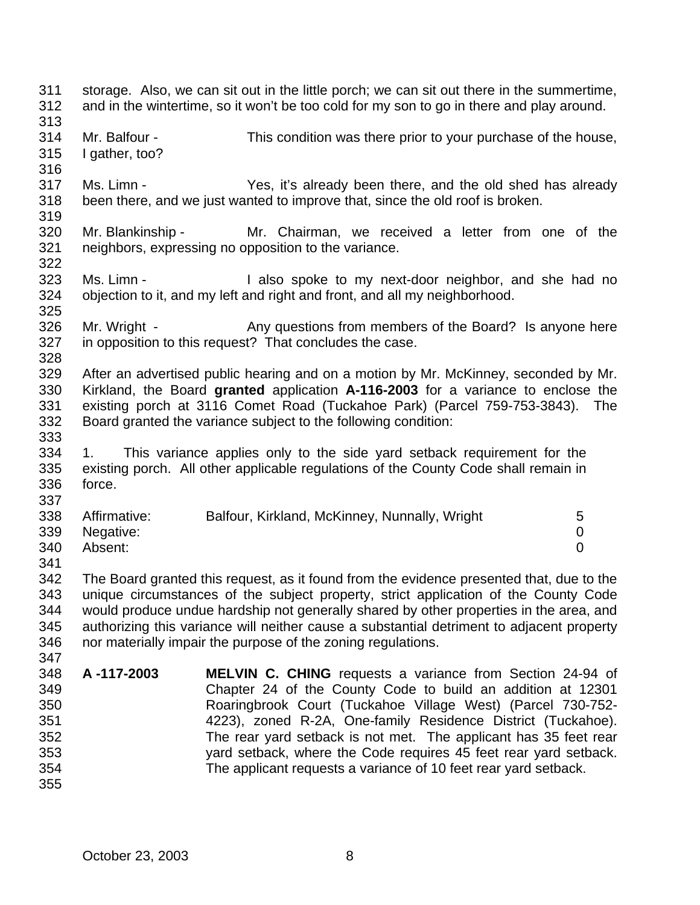storage. Also, we can sit out in the little porch; we can sit out there in the summertime, and in the wintertime, so it won't be too cold for my son to go in there and play around.

Mr. Balfour - This condition was there prior to your purchase of the house, I gather, too?

Ms. Limn - Yes, it's already been there, and the old shed has already been there, and we just wanted to improve that, since the old roof is broken.

Mr. Blankinship - Mr. Chairman, we received a letter from one of the neighbors, expressing no opposition to the variance.

Ms. Limn - I also spoke to my next-door neighbor, and she had no objection to it, and my left and right and front, and all my neighborhood.

Mr. Wright - Any questions from members of the Board? Is anyone here in opposition to this request? That concludes the case.

After an advertised public hearing and on a motion by Mr. McKinney, seconded by Mr. Kirkland, the Board **granted** application **A-116-2003** for a variance to enclose the existing porch at 3116 Comet Road (Tuckahoe Park) (Parcel 759-753-3843). The Board granted the variance subject to the following condition:

1. This variance applies only to the side yard setback requirement for the existing porch. All other applicable regulations of the County Code shall remain in force.

| | | |
|---|---|---|
| Affirmative: | Balfour, Kirkland, McKinney, Nunnally, Wright | 5 |
| Negative: | | 0 |
| Absent: | | 0 |

The Board granted this request, as it found from the evidence presented that, due to the unique circumstances of the subject property, strict application of the County Code would produce undue hardship not generally shared by other properties in the area, and authorizing this variance will neither cause a substantial detriment to adjacent property nor materially impair the purpose of the zoning regulations.

**A -117-2003** **MELVIN C. CHING** requests a variance from Section 24-94 of Chapter 24 of the County Code to build an addition at 12301 Roaringbrook Court (Tuckahoe Village West) (Parcel 730-752-4223), zoned R-2A, One-family Residence District (Tuckahoe). The rear yard setback is not met. The applicant has 35 feet rear yard setback, where the Code requires 45 feet rear yard setback. The applicant requests a variance of 10 feet rear yard setback.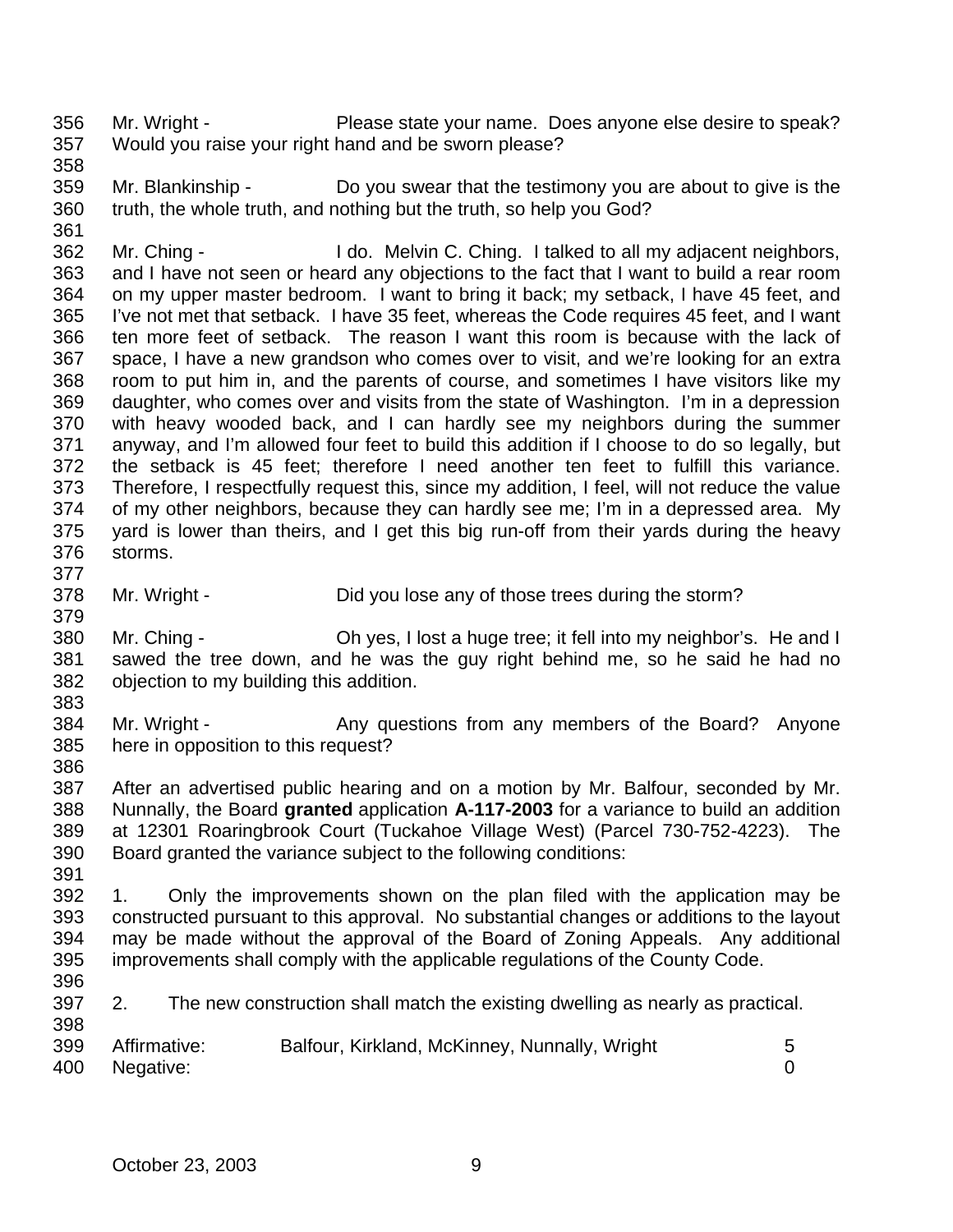Mr. Wright - Please state your name. Does anyone else desire to speak? Would you raise your right hand and be sworn please?

Mr. Blankinship - Do you swear that the testimony you are about to give is the truth, the whole truth, and nothing but the truth, so help you God?

Mr. Ching - I do. Melvin C. Ching. I talked to all my adjacent neighbors, and I have not seen or heard any objections to the fact that I want to build a rear room on my upper master bedroom. I want to bring it back; my setback, I have 45 feet, and I've not met that setback. I have 35 feet, whereas the Code requires 45 feet, and I want ten more feet of setback. The reason I want this room is because with the lack of space, I have a new grandson who comes over to visit, and we're looking for an extra room to put him in, and the parents of course, and sometimes I have visitors like my daughter, who comes over and visits from the state of Washington. I'm in a depression with heavy wooded back, and I can hardly see my neighbors during the summer anyway, and I'm allowed four feet to build this addition if I choose to do so legally, but the setback is 45 feet; therefore I need another ten feet to fulfill this variance. Therefore, I respectfully request this, since my addition, I feel, will not reduce the value of my other neighbors, because they can hardly see me; I'm in a depressed area. My yard is lower than theirs, and I get this big run-off from their yards during the heavy storms.

Mr. Wright - Did you lose any of those trees during the storm?

Mr. Ching - Oh yes, I lost a huge tree; it fell into my neighbor's. He and I sawed the tree down, and he was the guy right behind me, so he said he had no objection to my building this addition.

Mr. Wright - Any questions from any members of the Board? Anyone here in opposition to this request?

After an advertised public hearing and on a motion by Mr. Balfour, seconded by Mr. Nunnally, the Board **granted** application **A-117-2003** for a variance to build an addition at 12301 Roaringbrook Court (Tuckahoe Village West) (Parcel 730-752-4223). The Board granted the variance subject to the following conditions:

1. Only the improvements shown on the plan filed with the application may be constructed pursuant to this approval. No substantial changes or additions to the layout may be made without the approval of the Board of Zoning Appeals. Any additional improvements shall comply with the applicable regulations of the County Code.

2. The new construction shall match the existing dwelling as nearly as practical.

| | | |
|---|---|---|
| Affirmative: | Balfour, Kirkland, McKinney, Nunnally, Wright | 5 |
| Negative: | | 0 |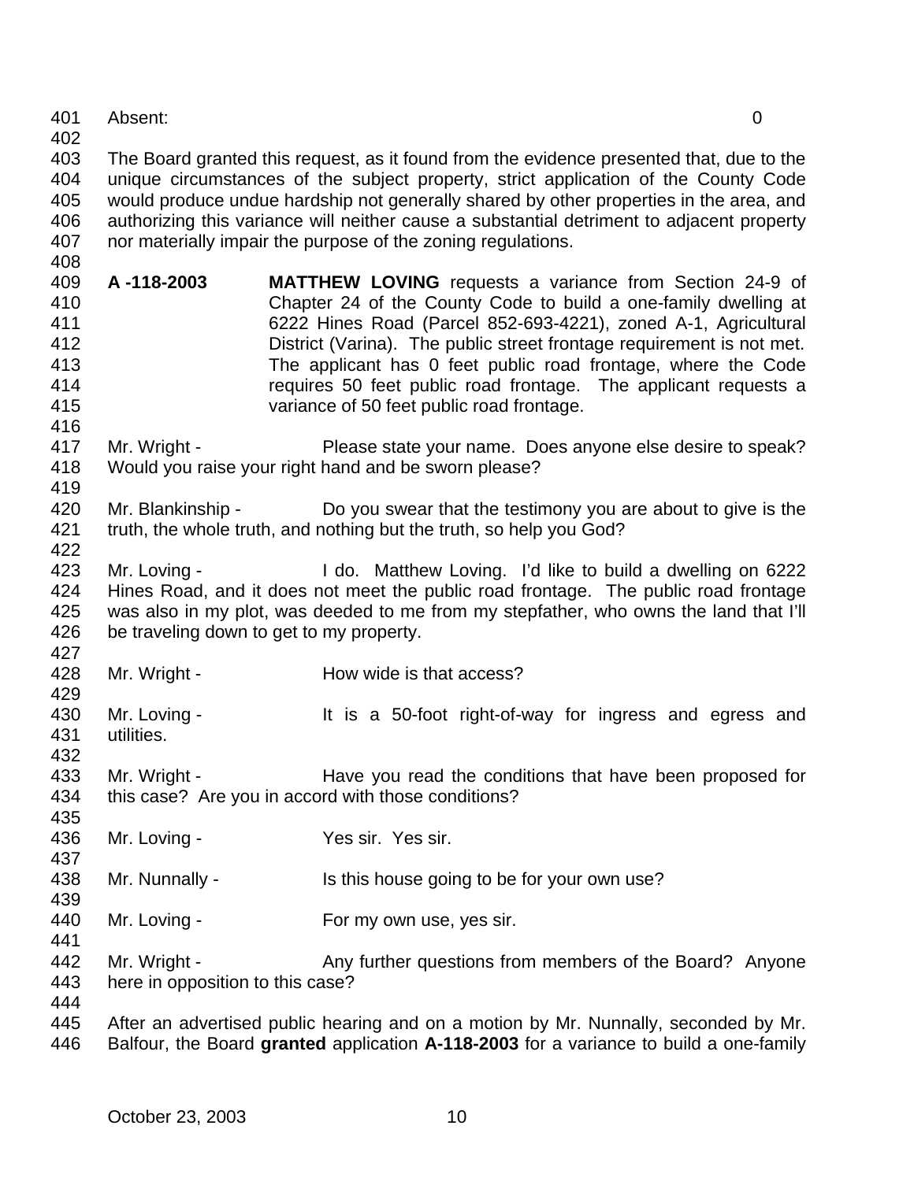Absent: 0

The Board granted this request, as it found from the evidence presented that, due to the unique circumstances of the subject property, strict application of the County Code would produce undue hardship not generally shared by other properties in the area, and authorizing this variance will neither cause a substantial detriment to adjacent property nor materially impair the purpose of the zoning regulations.

**A -118-2003** **MATTHEW LOVING** requests a variance from Section 24-9 of Chapter 24 of the County Code to build a one-family dwelling at 6222 Hines Road (Parcel 852-693-4221), zoned A-1, Agricultural District (Varina). The public street frontage requirement is not met. The applicant has 0 feet public road frontage, where the Code requires 50 feet public road frontage. The applicant requests a variance of 50 feet public road frontage.

Mr. Wright - Please state your name. Does anyone else desire to speak? Would you raise your right hand and be sworn please?

Mr. Blankinship - Do you swear that the testimony you are about to give is the truth, the whole truth, and nothing but the truth, so help you God?

Mr. Loving - I do. Matthew Loving. I'd like to build a dwelling on 6222 Hines Road, and it does not meet the public road frontage. The public road frontage was also in my plot, was deeded to me from my stepfather, who owns the land that I'll be traveling down to get to my property.

Mr. Wright - How wide is that access?

Mr. Loving - It is a 50-foot right-of-way for ingress and egress and utilities.

Mr. Wright - Have you read the conditions that have been proposed for this case? Are you in accord with those conditions?

Mr. Loving - Yes sir. Yes sir.

Mr. Nunnally - Is this house going to be for your own use?

Mr. Loving - For my own use, yes sir.

Mr. Wright - Any further questions from members of the Board? Anyone here in opposition to this case?

After an advertised public hearing and on a motion by Mr. Nunnally, seconded by Mr. Balfour, the Board **granted** application **A-118-2003** for a variance to build a one-family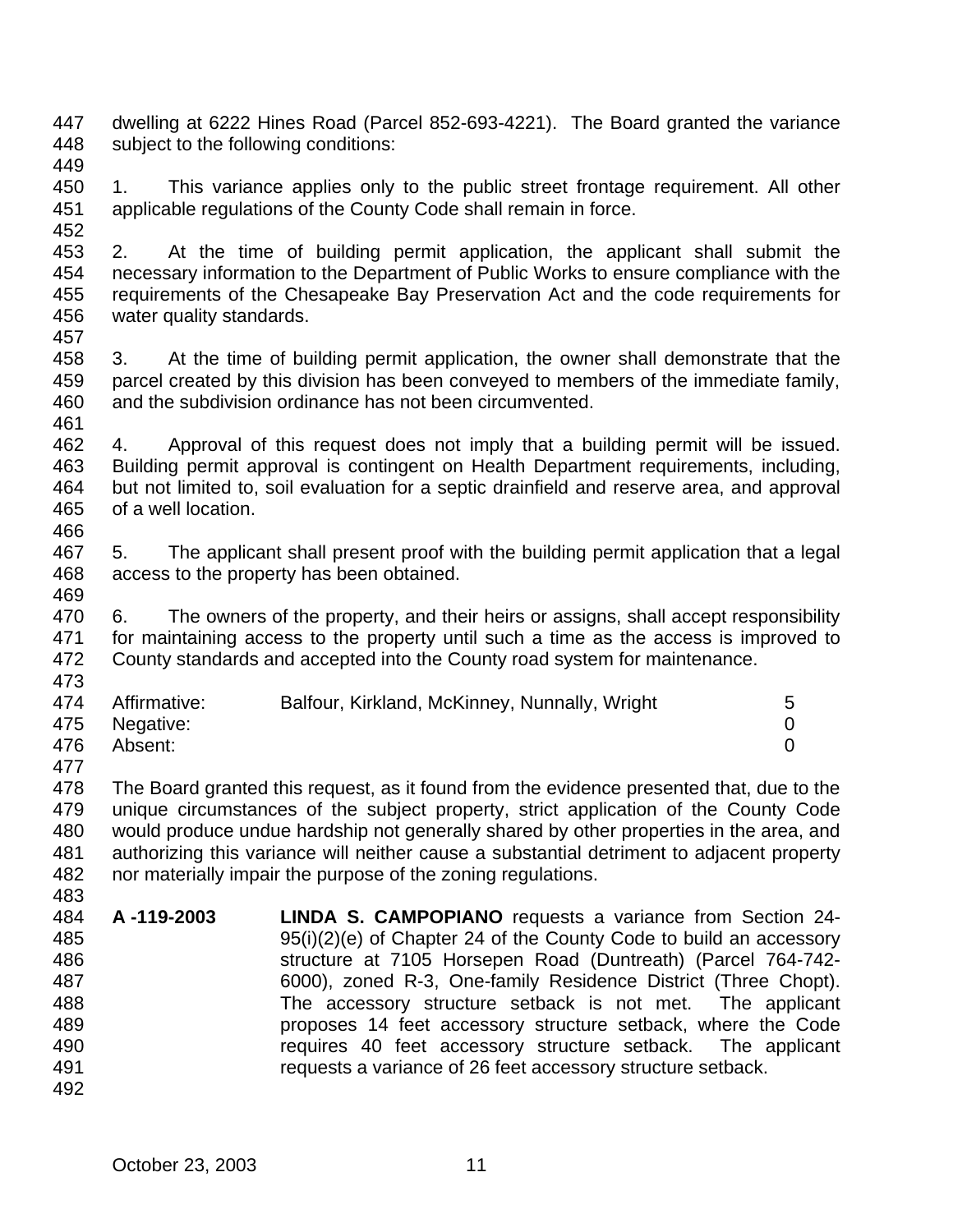dwelling at 6222 Hines Road (Parcel 852-693-4221). The Board granted the variance subject to the following conditions:

1. This variance applies only to the public street frontage requirement. All other applicable regulations of the County Code shall remain in force.

2. At the time of building permit application, the applicant shall submit the necessary information to the Department of Public Works to ensure compliance with the requirements of the Chesapeake Bay Preservation Act and the code requirements for water quality standards.

3. At the time of building permit application, the owner shall demonstrate that the parcel created by this division has been conveyed to members of the immediate family, and the subdivision ordinance has not been circumvented.

4. Approval of this request does not imply that a building permit will be issued. Building permit approval is contingent on Health Department requirements, including, but not limited to, soil evaluation for a septic drainfield and reserve area, and approval of a well location.

5. The applicant shall present proof with the building permit application that a legal access to the property has been obtained.

6. The owners of the property, and their heirs or assigns, shall accept responsibility for maintaining access to the property until such a time as the access is improved to County standards and accepted into the County road system for maintenance.

| | | |
|---|---|---|
| Affirmative: | Balfour, Kirkland, McKinney, Nunnally, Wright | 5 |
| Negative: | | 0 |
| Absent: | | 0 |

The Board granted this request, as it found from the evidence presented that, due to the unique circumstances of the subject property, strict application of the County Code would produce undue hardship not generally shared by other properties in the area, and authorizing this variance will neither cause a substantial detriment to adjacent property nor materially impair the purpose of the zoning regulations.

**A -119-2003** **LINDA S. CAMPOPIANO** requests a variance from Section 24-95(i)(2)(e) of Chapter 24 of the County Code to build an accessory structure at 7105 Horsepen Road (Duntreath) (Parcel 764-742-6000), zoned R-3, One-family Residence District (Three Chopt). The accessory structure setback is not met. The applicant proposes 14 feet accessory structure setback, where the Code requires 40 feet accessory structure setback. The applicant requests a variance of 26 feet accessory structure setback.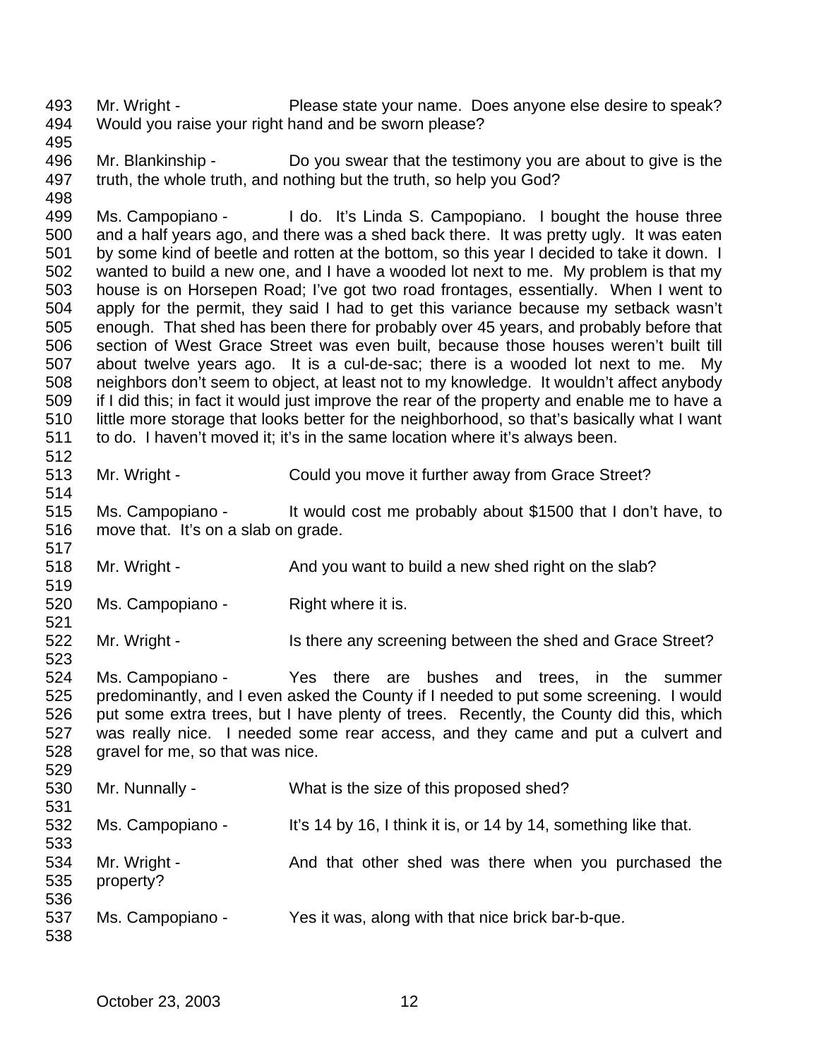Mr. Wright - Please state your name. Does anyone else desire to speak? Would you raise your right hand and be sworn please?

Mr. Blankinship - Do you swear that the testimony you are about to give is the truth, the whole truth, and nothing but the truth, so help you God?

Ms. Campopiano - I do. It's Linda S. Campopiano. I bought the house three and a half years ago, and there was a shed back there. It was pretty ugly. It was eaten by some kind of beetle and rotten at the bottom, so this year I decided to take it down. I wanted to build a new one, and I have a wooded lot next to me. My problem is that my house is on Horsepen Road; I've got two road frontages, essentially. When I went to apply for the permit, they said I had to get this variance because my setback wasn't enough. That shed has been there for probably over 45 years, and probably before that section of West Grace Street was even built, because those houses weren't built till about twelve years ago. It is a cul-de-sac; there is a wooded lot next to me. My neighbors don't seem to object, at least not to my knowledge. It wouldn't affect anybody if I did this; in fact it would just improve the rear of the property and enable me to have a little more storage that looks better for the neighborhood, so that's basically what I want to do. I haven't moved it; it's in the same location where it's always been.

Mr. Wright - Could you move it further away from Grace Street?

Ms. Campopiano - It would cost me probably about $1500 that I don't have, to move that. It's on a slab on grade.

Mr. Wright - And you want to build a new shed right on the slab?

Ms. Campopiano - Right where it is.

Mr. Wright - Is there any screening between the shed and Grace Street?

Ms. Campopiano - Yes there are bushes and trees, in the summer predominantly, and I even asked the County if I needed to put some screening. I would put some extra trees, but I have plenty of trees. Recently, the County did this, which was really nice. I needed some rear access, and they came and put a culvert and gravel for me, so that was nice.

Mr. Nunnally - What is the size of this proposed shed?

Ms. Campopiano - It's 14 by 16, I think it is, or 14 by 14, something like that.

Mr. Wright - And that other shed was there when you purchased the property?

Ms. Campopiano - Yes it was, along with that nice brick bar-b-que.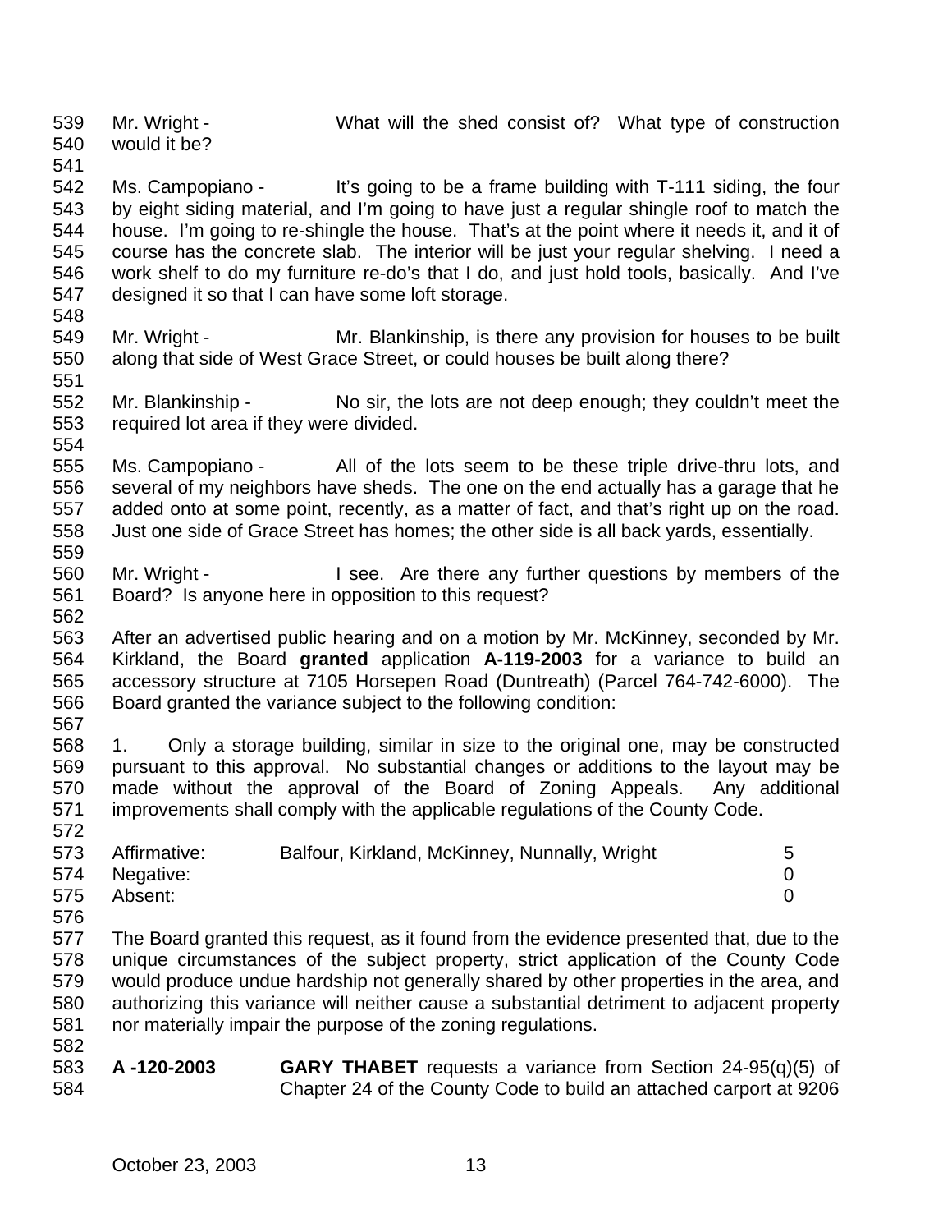Mr. Wright - What will the shed consist of? What type of construction would it be?

Ms. Campopiano - It's going to be a frame building with T-111 siding, the four by eight siding material, and I'm going to have just a regular shingle roof to match the house. I'm going to re-shingle the house. That's at the point where it needs it, and it of course has the concrete slab. The interior will be just your regular shelving. I need a work shelf to do my furniture re-do's that I do, and just hold tools, basically. And I've designed it so that I can have some loft storage.

Mr. Wright - Mr. Blankinship, is there any provision for houses to be built along that side of West Grace Street, or could houses be built along there?

Mr. Blankinship - No sir, the lots are not deep enough; they couldn't meet the required lot area if they were divided.

Ms. Campopiano - All of the lots seem to be these triple drive-thru lots, and several of my neighbors have sheds. The one on the end actually has a garage that he added onto at some point, recently, as a matter of fact, and that's right up on the road. Just one side of Grace Street has homes; the other side is all back yards, essentially.

Mr. Wright - I see. Are there any further questions by members of the Board? Is anyone here in opposition to this request?

After an advertised public hearing and on a motion by Mr. McKinney, seconded by Mr. Kirkland, the Board **granted** application **A-119-2003** for a variance to build an accessory structure at 7105 Horsepen Road (Duntreath) (Parcel 764-742-6000). The Board granted the variance subject to the following condition:

1. Only a storage building, similar in size to the original one, may be constructed pursuant to this approval. No substantial changes or additions to the layout may be made without the approval of the Board of Zoning Appeals. Any additional improvements shall comply with the applicable regulations of the County Code.

| | | |
|---|---|---|
| Affirmative: | Balfour, Kirkland, McKinney, Nunnally, Wright | 5 |
| Negative: | | 0 |
| Absent: | | 0 |

The Board granted this request, as it found from the evidence presented that, due to the unique circumstances of the subject property, strict application of the County Code would produce undue hardship not generally shared by other properties in the area, and authorizing this variance will neither cause a substantial detriment to adjacent property nor materially impair the purpose of the zoning regulations.

**A -120-2003** **GARY THABET** requests a variance from Section 24-95(q)(5) of Chapter 24 of the County Code to build an attached carport at 9206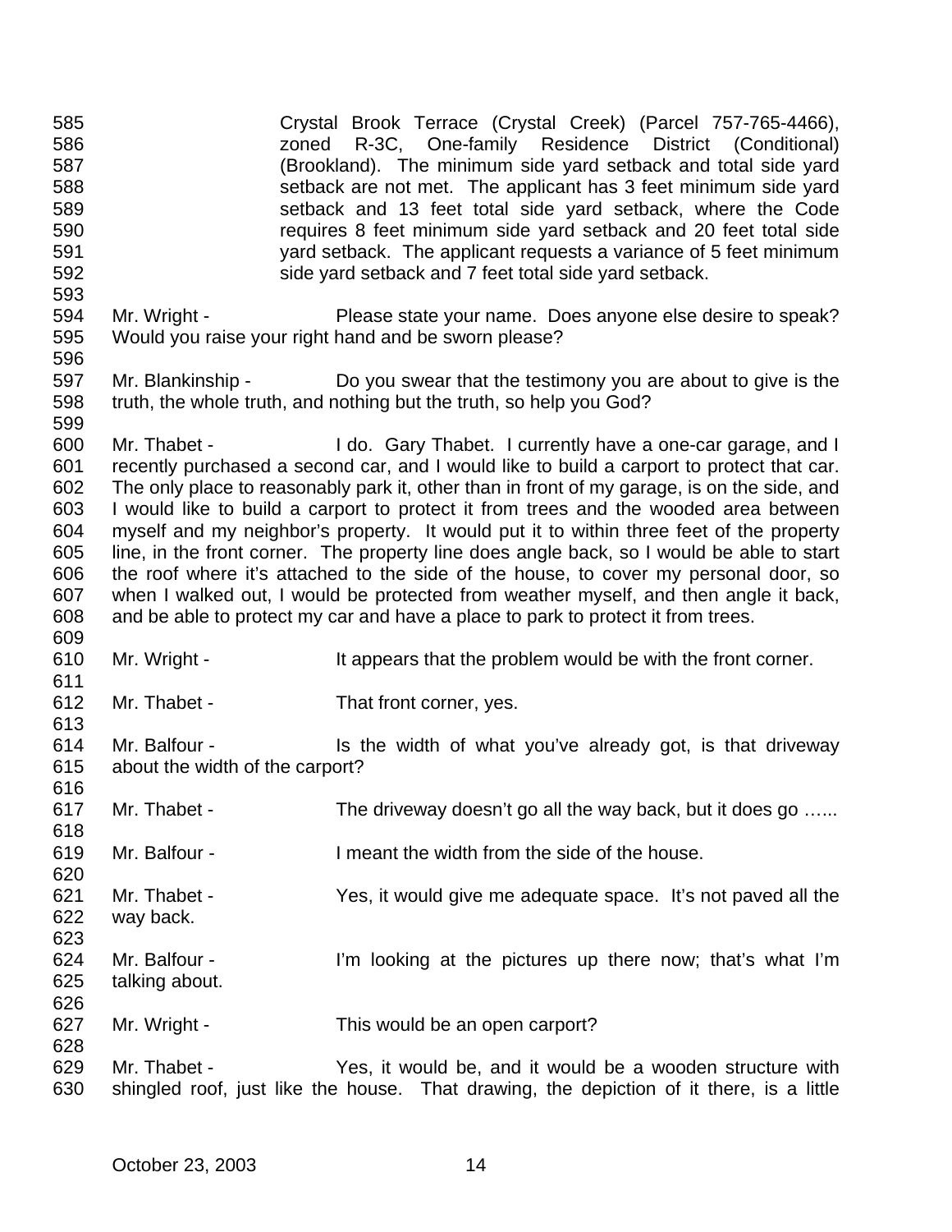Crystal Brook Terrace (Crystal Creek) (Parcel 757-765-4466), zoned R-3C, One-family Residence District (Conditional) (Brookland). The minimum side yard setback and total side yard setback are not met. The applicant has 3 feet minimum side yard setback and 13 feet total side yard setback, where the Code requires 8 feet minimum side yard setback and 20 feet total side yard setback. The applicant requests a variance of 5 feet minimum side yard setback and 7 feet total side yard setback.

Mr. Wright - Please state your name. Does anyone else desire to speak? Would you raise your right hand and be sworn please?

Mr. Blankinship - Do you swear that the testimony you are about to give is the truth, the whole truth, and nothing but the truth, so help you God?

Mr. Thabet - I do. Gary Thabet. I currently have a one-car garage, and I recently purchased a second car, and I would like to build a carport to protect that car. The only place to reasonably park it, other than in front of my garage, is on the side, and I would like to build a carport to protect it from trees and the wooded area between myself and my neighbor's property. It would put it to within three feet of the property line, in the front corner. The property line does angle back, so I would be able to start the roof where it's attached to the side of the house, to cover my personal door, so when I walked out, I would be protected from weather myself, and then angle it back, and be able to protect my car and have a place to park to protect it from trees.

Mr. Wright - It appears that the problem would be with the front corner.

Mr. Thabet - That front corner, yes.

Mr. Balfour - Is the width of what you've already got, is that driveway about the width of the carport?

Mr. Thabet - The driveway doesn't go all the way back, but it does go …...

Mr. Balfour - I meant the width from the side of the house.

Mr. Thabet - Yes, it would give me adequate space. It's not paved all the way back.

Mr. Balfour - I'm looking at the pictures up there now; that's what I'm talking about.

Mr. Wright - This would be an open carport?

Mr. Thabet - Yes, it would be, and it would be a wooden structure with shingled roof, just like the house. That drawing, the depiction of it there, is a little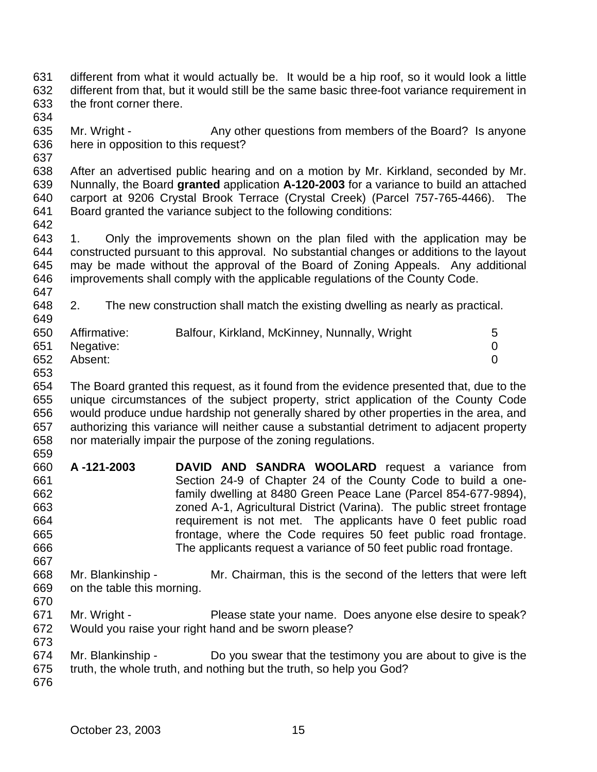different from what it would actually be. It would be a hip roof, so it would look a little different from that, but it would still be the same basic three-foot variance requirement in the front corner there.

Mr. Wright - Any other questions from members of the Board? Is anyone here in opposition to this request?

After an advertised public hearing and on a motion by Mr. Kirkland, seconded by Mr. Nunnally, the Board **granted** application **A-120-2003** for a variance to build an attached carport at 9206 Crystal Brook Terrace (Crystal Creek) (Parcel 757-765-4466). The Board granted the variance subject to the following conditions:

1. Only the improvements shown on the plan filed with the application may be constructed pursuant to this approval. No substantial changes or additions to the layout may be made without the approval of the Board of Zoning Appeals. Any additional improvements shall comply with the applicable regulations of the County Code.

2. The new construction shall match the existing dwelling as nearly as practical.

| | | |
|---|---|---|
| Affirmative: | Balfour, Kirkland, McKinney, Nunnally, Wright | 5 |
| Negative: | | 0 |
| Absent: | | 0 |

The Board granted this request, as it found from the evidence presented that, due to the unique circumstances of the subject property, strict application of the County Code would produce undue hardship not generally shared by other properties in the area, and authorizing this variance will neither cause a substantial detriment to adjacent property nor materially impair the purpose of the zoning regulations.

**A -121-2003** **DAVID AND SANDRA WOOLARD** request a variance from Section 24-9 of Chapter 24 of the County Code to build a one-family dwelling at 8480 Green Peace Lane (Parcel 854-677-9894), zoned A-1, Agricultural District (Varina). The public street frontage requirement is not met. The applicants have 0 feet public road frontage, where the Code requires 50 feet public road frontage. The applicants request a variance of 50 feet public road frontage.

Mr. Blankinship - Mr. Chairman, this is the second of the letters that were left on the table this morning.

Mr. Wright - Please state your name. Does anyone else desire to speak? Would you raise your right hand and be sworn please?

Mr. Blankinship - Do you swear that the testimony you are about to give is the truth, the whole truth, and nothing but the truth, so help you God?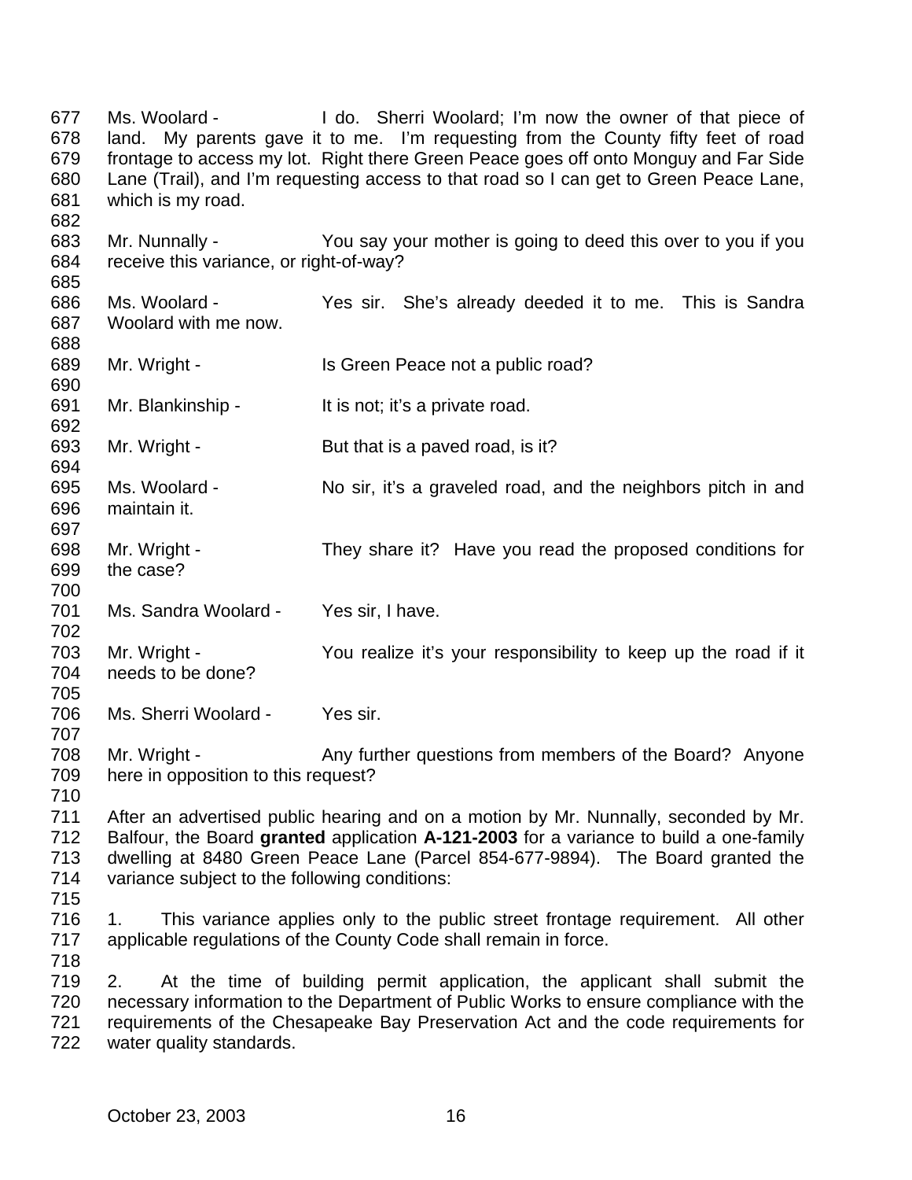Ms. Woolard - I do. Sherri Woolard; I'm now the owner of that piece of land. My parents gave it to me. I'm requesting from the County fifty feet of road frontage to access my lot. Right there Green Peace goes off onto Monguy and Far Side Lane (Trail), and I'm requesting access to that road so I can get to Green Peace Lane, which is my road.

Mr. Nunnally - You say your mother is going to deed this over to you if you receive this variance, or right-of-way?

Ms. Woolard - Yes sir. She's already deeded it to me. This is Sandra Woolard with me now.

Mr. Wright - Is Green Peace not a public road?

Mr. Blankinship - It is not; it's a private road.

Mr. Wright - But that is a paved road, is it?

Ms. Woolard - No sir, it's a graveled road, and the neighbors pitch in and maintain it.

Mr. Wright - They share it? Have you read the proposed conditions for the case?

Ms. Sandra Woolard - Yes sir, I have.

Mr. Wright - You realize it's your responsibility to keep up the road if it needs to be done?

Ms. Sherri Woolard - Yes sir.

Mr. Wright - Any further questions from members of the Board? Anyone here in opposition to this request?

After an advertised public hearing and on a motion by Mr. Nunnally, seconded by Mr. Balfour, the Board **granted** application **A-121-2003** for a variance to build a one-family dwelling at 8480 Green Peace Lane (Parcel 854-677-9894). The Board granted the variance subject to the following conditions:

1. This variance applies only to the public street frontage requirement. All other applicable regulations of the County Code shall remain in force.

2. At the time of building permit application, the applicant shall submit the necessary information to the Department of Public Works to ensure compliance with the requirements of the Chesapeake Bay Preservation Act and the code requirements for water quality standards.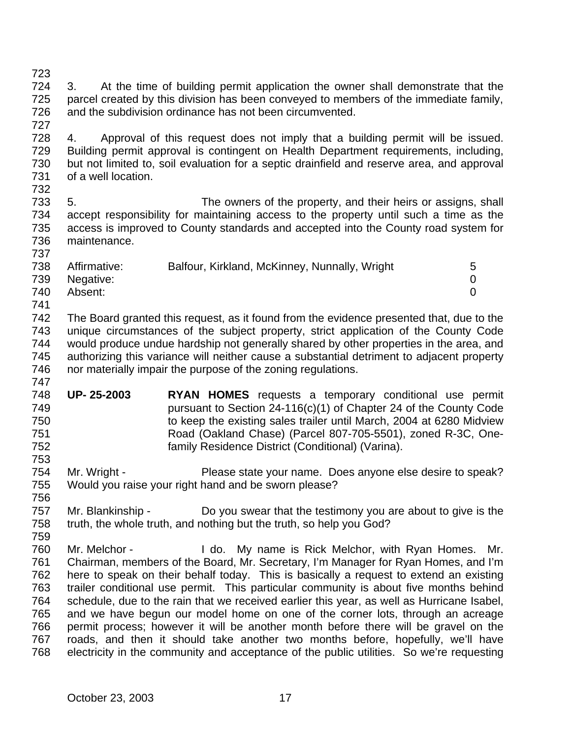3. At the time of building permit application the owner shall demonstrate that the parcel created by this division has been conveyed to members of the immediate family, and the subdivision ordinance has not been circumvented.

4. Approval of this request does not imply that a building permit will be issued. Building permit approval is contingent on Health Department requirements, including, but not limited to, soil evaluation for a septic drainfield and reserve area, and approval of a well location.

5. The owners of the property, and their heirs or assigns, shall accept responsibility for maintaining access to the property until such a time as the access is improved to County standards and accepted into the County road system for maintenance.

| | | |
|---|---|---|
| Affirmative: | Balfour, Kirkland, McKinney, Nunnally, Wright | 5 |
| Negative: | | 0 |
| Absent: | | 0 |

The Board granted this request, as it found from the evidence presented that, due to the unique circumstances of the subject property, strict application of the County Code would produce undue hardship not generally shared by other properties in the area, and authorizing this variance will neither cause a substantial detriment to adjacent property nor materially impair the purpose of the zoning regulations.

**UP- 25-2003** **RYAN HOMES** requests a temporary conditional use permit pursuant to Section 24-116(c)(1) of Chapter 24 of the County Code to keep the existing sales trailer until March, 2004 at 6280 Midview Road (Oakland Chase) (Parcel 807-705-5501), zoned R-3C, One-family Residence District (Conditional) (Varina).

Mr. Wright - Please state your name. Does anyone else desire to speak? Would you raise your right hand and be sworn please?

Mr. Blankinship - Do you swear that the testimony you are about to give is the truth, the whole truth, and nothing but the truth, so help you God?

Mr. Melchor - I do. My name is Rick Melchor, with Ryan Homes. Mr. Chairman, members of the Board, Mr. Secretary, I'm Manager for Ryan Homes, and I'm here to speak on their behalf today. This is basically a request to extend an existing trailer conditional use permit. This particular community is about five months behind schedule, due to the rain that we received earlier this year, as well as Hurricane Isabel, and we have begun our model home on one of the corner lots, through an acreage permit process; however it will be another month before there will be gravel on the roads, and then it should take another two months before, hopefully, we'll have electricity in the community and acceptance of the public utilities. So we're requesting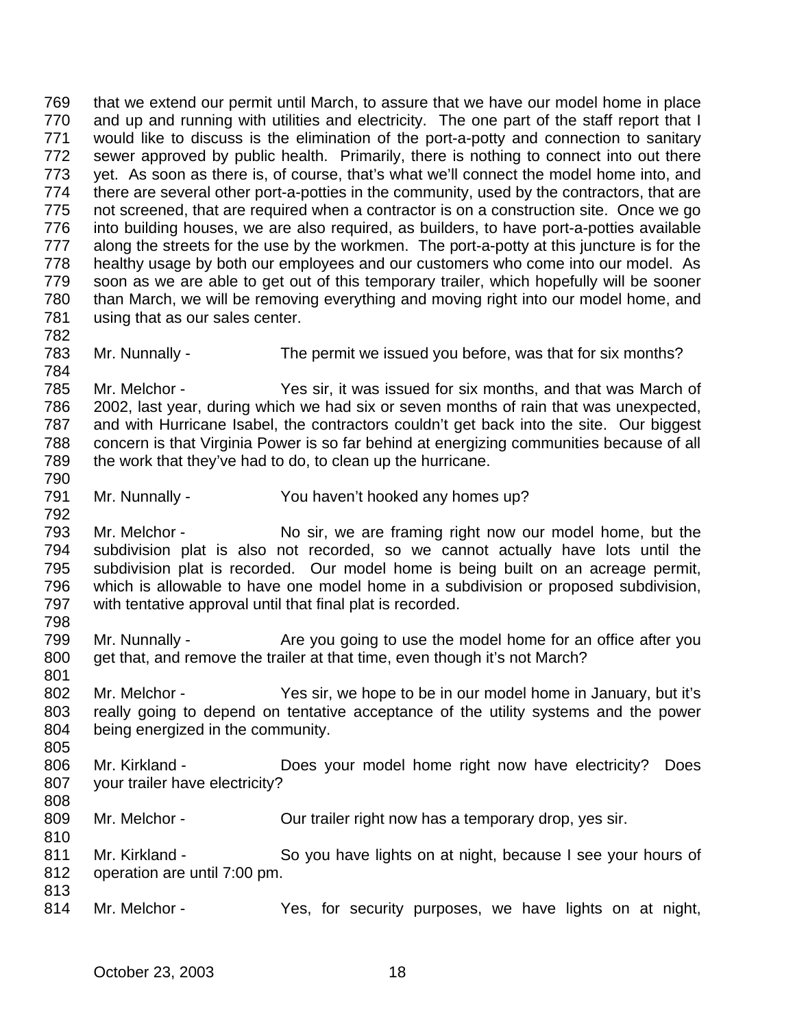769 that we extend our permit until March, to assure that we have our model home in place
770 and up and running with utilities and electricity. The one part of the staff report that I
771 would like to discuss is the elimination of the port-a-potty and connection to sanitary
772 sewer approved by public health. Primarily, there is nothing to connect into out there
773 yet. As soon as there is, of course, that's what we'll connect the model home into, and
774 there are several other port-a-potties in the community, used by the contractors, that are
775 not screened, that are required when a contractor is on a construction site. Once we go
776 into building houses, we are also required, as builders, to have port-a-potties available
777 along the streets for the use by the workmen. The port-a-potty at this juncture is for the
778 healthy usage by both our employees and our customers who come into our model. As
779 soon as we are able to get out of this temporary trailer, which hopefully will be sooner
780 than March, we will be removing everything and moving right into our model home, and
781 using that as our sales center.
782
783 Mr. Nunnally - The permit we issued you before, was that for six months?
784
785 Mr. Melchor - Yes sir, it was issued for six months, and that was March of
786 2002, last year, during which we had six or seven months of rain that was unexpected,
787 and with Hurricane Isabel, the contractors couldn't get back into the site. Our biggest
788 concern is that Virginia Power is so far behind at energizing communities because of all
789 the work that they've had to do, to clean up the hurricane.
790
791 Mr. Nunnally - You haven't hooked any homes up?
792
793 Mr. Melchor - No sir, we are framing right now our model home, but the
794 subdivision plat is also not recorded, so we cannot actually have lots until the
795 subdivision plat is recorded. Our model home is being built on an acreage permit,
796 which is allowable to have one model home in a subdivision or proposed subdivision,
797 with tentative approval until that final plat is recorded.
798
799 Mr. Nunnally - Are you going to use the model home for an office after you
800 get that, and remove the trailer at that time, even though it's not March?
801
802 Mr. Melchor - Yes sir, we hope to be in our model home in January, but it's
803 really going to depend on tentative acceptance of the utility systems and the power
804 being energized in the community.
805
806 Mr. Kirkland - Does your model home right now have electricity? Does
807 your trailer have electricity?
808
809 Mr. Melchor - Our trailer right now has a temporary drop, yes sir.
810
811 Mr. Kirkland - So you have lights on at night, because I see your hours of
812 operation are until 7:00 pm.
813
814 Mr. Melchor - Yes, for security purposes, we have lights on at night,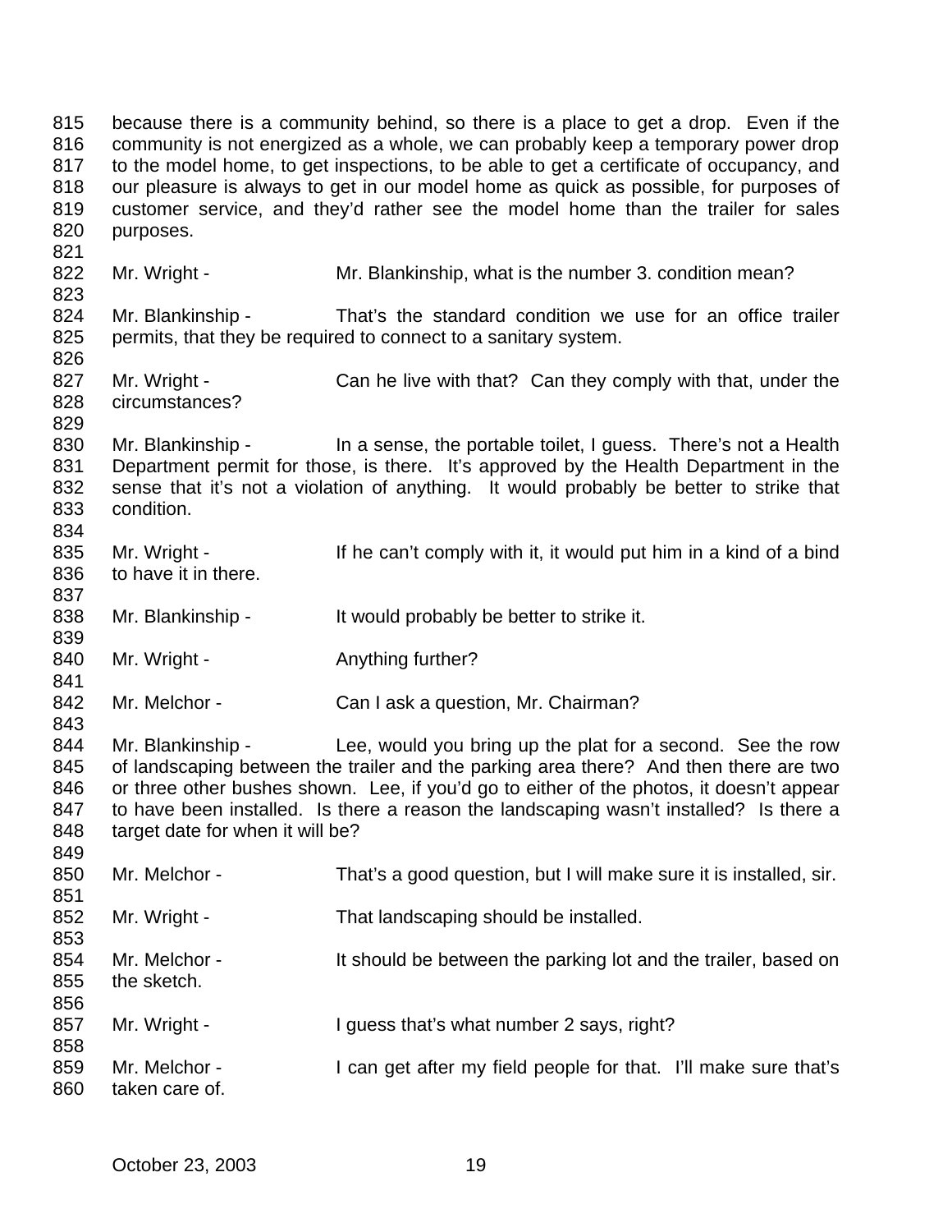because there is a community behind, so there is a place to get a drop. Even if the community is not energized as a whole, we can probably keep a temporary power drop to the model home, to get inspections, to be able to get a certificate of occupancy, and our pleasure is always to get in our model home as quick as possible, for purposes of customer service, and they'd rather see the model home than the trailer for sales purposes.

Mr. Wright - Mr. Blankinship, what is the number 3. condition mean?

Mr. Blankinship - That's the standard condition we use for an office trailer permits, that they be required to connect to a sanitary system.

Mr. Wright - Can he live with that? Can they comply with that, under the circumstances?

Mr. Blankinship - In a sense, the portable toilet, I guess. There's not a Health Department permit for those, is there. It's approved by the Health Department in the sense that it's not a violation of anything. It would probably be better to strike that condition.

Mr. Wright - If he can't comply with it, it would put him in a kind of a bind to have it in there.

Mr. Blankinship - It would probably be better to strike it.

Mr. Wright - Anything further?

Mr. Melchor - Can I ask a question, Mr. Chairman?

Mr. Blankinship - Lee, would you bring up the plat for a second. See the row of landscaping between the trailer and the parking area there? And then there are two or three other bushes shown. Lee, if you'd go to either of the photos, it doesn't appear to have been installed. Is there a reason the landscaping wasn't installed? Is there a target date for when it will be?

Mr. Melchor - That's a good question, but I will make sure it is installed, sir.

Mr. Wright - That landscaping should be installed.

Mr. Melchor - It should be between the parking lot and the trailer, based on the sketch.

Mr. Wright - I guess that's what number 2 says, right?

Mr. Melchor - I can get after my field people for that. I'll make sure that's taken care of.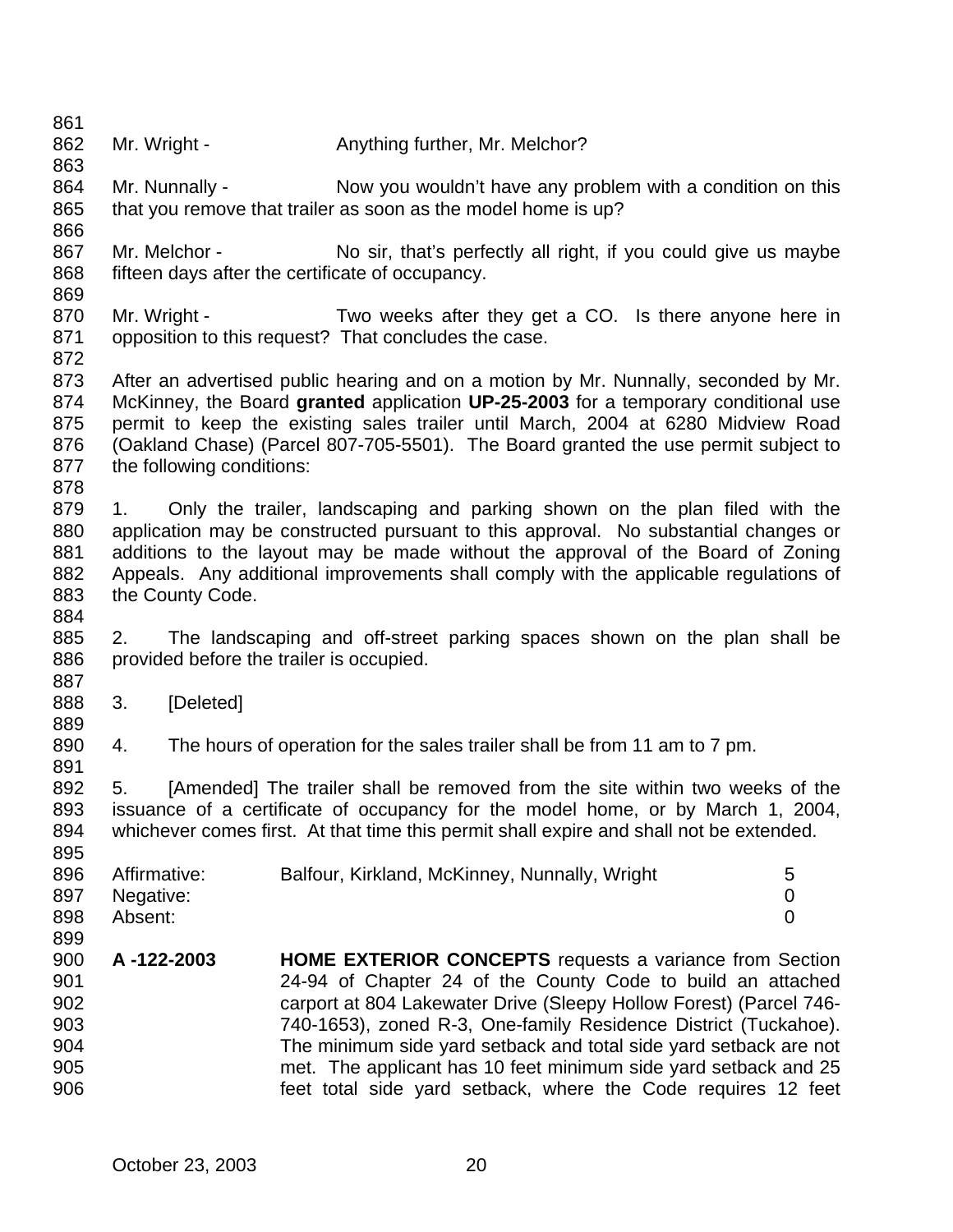Mr. Wright - Anything further, Mr. Melchor?

Mr. Nunnally - Now you wouldn't have any problem with a condition on this that you remove that trailer as soon as the model home is up?

Mr. Melchor - No sir, that's perfectly all right, if you could give us maybe fifteen days after the certificate of occupancy.

Mr. Wright - Two weeks after they get a CO. Is there anyone here in opposition to this request? That concludes the case.

After an advertised public hearing and on a motion by Mr. Nunnally, seconded by Mr. McKinney, the Board **granted** application **UP-25-2003** for a temporary conditional use permit to keep the existing sales trailer until March, 2004 at 6280 Midview Road (Oakland Chase) (Parcel 807-705-5501). The Board granted the use permit subject to the following conditions:

1. Only the trailer, landscaping and parking shown on the plan filed with the application may be constructed pursuant to this approval. No substantial changes or additions to the layout may be made without the approval of the Board of Zoning Appeals. Any additional improvements shall comply with the applicable regulations of the County Code.

2. The landscaping and off-street parking spaces shown on the plan shall be provided before the trailer is occupied.

3. [Deleted]

4. The hours of operation for the sales trailer shall be from 11 am to 7 pm.

5. [Amended] The trailer shall be removed from the site within two weeks of the issuance of a certificate of occupancy for the model home, or by March 1, 2004, whichever comes first. At that time this permit shall expire and shall not be extended.

| | | |
|---|---|---|
| Affirmative: | Balfour, Kirkland, McKinney, Nunnally, Wright | 5 |
| Negative: | | 0 |
| Absent: | | 0 |

**A -122-2003** **HOME EXTERIOR CONCEPTS** requests a variance from Section 24-94 of Chapter 24 of the County Code to build an attached carport at 804 Lakewater Drive (Sleepy Hollow Forest) (Parcel 746-740-1653), zoned R-3, One-family Residence District (Tuckahoe). The minimum side yard setback and total side yard setback are not met. The applicant has 10 feet minimum side yard setback and 25 feet total side yard setback, where the Code requires 12 feet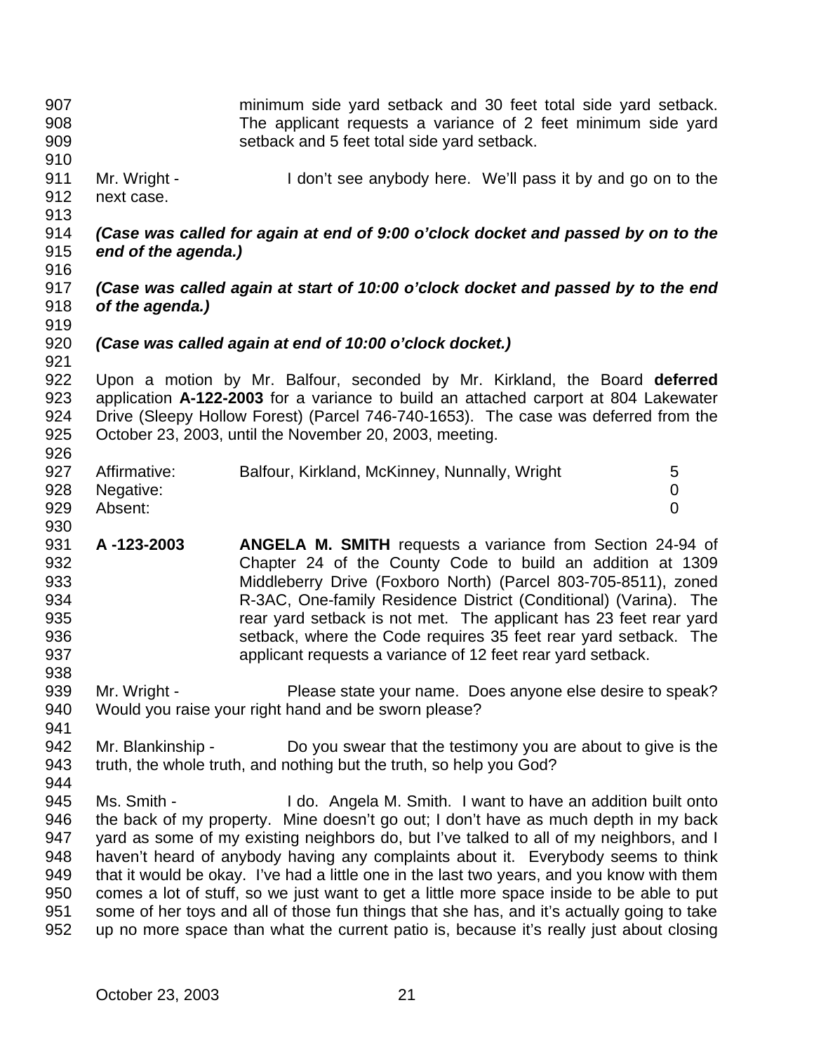minimum side yard setback and 30 feet total side yard setback. The applicant requests a variance of 2 feet minimum side yard setback and 5 feet total side yard setback.

Mr. Wright - I don't see anybody here. We'll pass it by and go on to the next case.

***(Case was called for again at end of 9:00 o'clock docket and passed by on to the end of the agenda.)***

***(Case was called again at start of 10:00 o'clock docket and passed by to the end of the agenda.)***

***(Case was called again at end of 10:00 o'clock docket.)***

Upon a motion by Mr. Balfour, seconded by Mr. Kirkland, the Board **deferred** application **A-122-2003** for a variance to build an attached carport at 804 Lakewater Drive (Sleepy Hollow Forest) (Parcel 746-740-1653). The case was deferred from the October 23, 2003, until the November 20, 2003, meeting.

| | | |
|---|---|---|
| Affirmative: | Balfour, Kirkland, McKinney, Nunnally, Wright | 5 |
| Negative: | | 0 |
| Absent: | | 0 |

**A -123-2003** **ANGELA M. SMITH** requests a variance from Section 24-94 of Chapter 24 of the County Code to build an addition at 1309 Middleberry Drive (Foxboro North) (Parcel 803-705-8511), zoned R-3AC, One-family Residence District (Conditional) (Varina). The rear yard setback is not met. The applicant has 23 feet rear yard setback, where the Code requires 35 feet rear yard setback. The applicant requests a variance of 12 feet rear yard setback.

Mr. Wright - Please state your name. Does anyone else desire to speak? Would you raise your right hand and be sworn please?

Mr. Blankinship - Do you swear that the testimony you are about to give is the truth, the whole truth, and nothing but the truth, so help you God?

Ms. Smith - I do. Angela M. Smith. I want to have an addition built onto the back of my property. Mine doesn't go out; I don't have as much depth in my back yard as some of my existing neighbors do, but I've talked to all of my neighbors, and I haven't heard of anybody having any complaints about it. Everybody seems to think that it would be okay. I've had a little one in the last two years, and you know with them comes a lot of stuff, so we just want to get a little more space inside to be able to put some of her toys and all of those fun things that she has, and it's actually going to take up no more space than what the current patio is, because it's really just about closing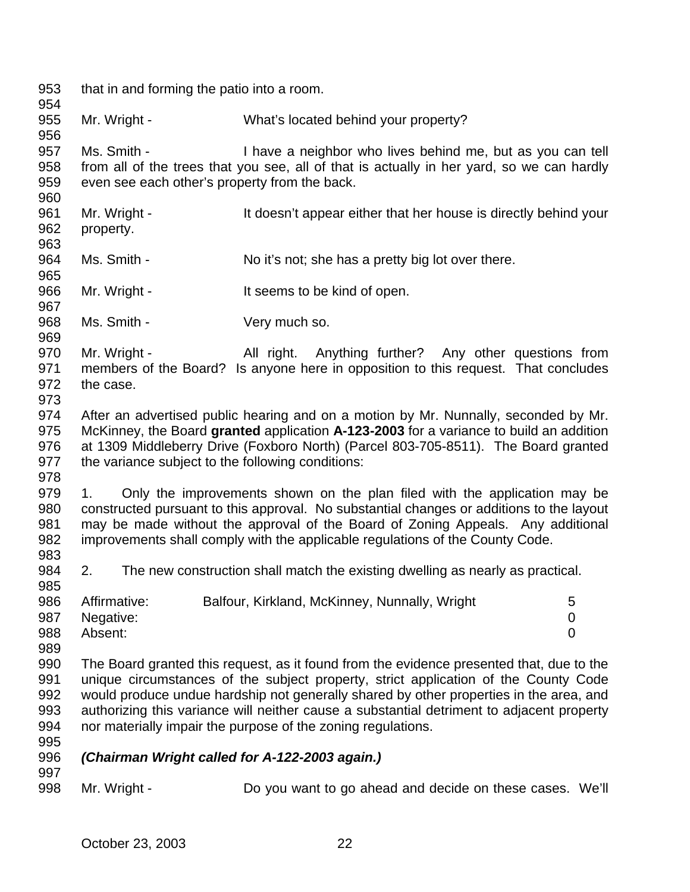that in and forming the patio into a room.

Mr. Wright - What's located behind your property?

Ms. Smith - I have a neighbor who lives behind me, but as you can tell from all of the trees that you see, all of that is actually in her yard, so we can hardly even see each other's property from the back.

Mr. Wright - It doesn't appear either that her house is directly behind your property.

Ms. Smith - No it's not; she has a pretty big lot over there.

Mr. Wright - It seems to be kind of open.

Ms. Smith - Very much so.

Mr. Wright - All right. Anything further? Any other questions from members of the Board? Is anyone here in opposition to this request. That concludes the case.

After an advertised public hearing and on a motion by Mr. Nunnally, seconded by Mr. McKinney, the Board **granted** application **A-123-2003** for a variance to build an addition at 1309 Middleberry Drive (Foxboro North) (Parcel 803-705-8511). The Board granted the variance subject to the following conditions:

1. Only the improvements shown on the plan filed with the application may be constructed pursuant to this approval. No substantial changes or additions to the layout may be made without the approval of the Board of Zoning Appeals. Any additional improvements shall comply with the applicable regulations of the County Code.

2. The new construction shall match the existing dwelling as nearly as practical.

| | | |
|---|---|---|
| Affirmative: | Balfour, Kirkland, McKinney, Nunnally, Wright | 5 |
| Negative: | | 0 |
| Absent: | | 0 |

The Board granted this request, as it found from the evidence presented that, due to the unique circumstances of the subject property, strict application of the County Code would produce undue hardship not generally shared by other properties in the area, and authorizing this variance will neither cause a substantial detriment to adjacent property nor materially impair the purpose of the zoning regulations.

***(Chairman Wright called for A-122-2003 again.)***

Mr. Wright - Do you want to go ahead and decide on these cases. We'll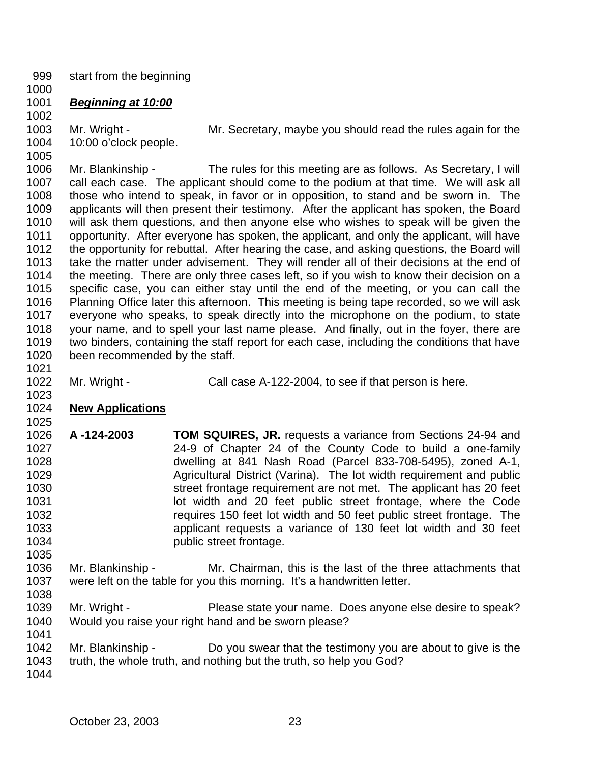start from the beginning

***Beginning at 10:00***

Mr. Wright - Mr. Secretary, maybe you should read the rules again for the 10:00 o'clock people.

Mr. Blankinship - The rules for this meeting are as follows. As Secretary, I will call each case. The applicant should come to the podium at that time. We will ask all those who intend to speak, in favor or in opposition, to stand and be sworn in. The applicants will then present their testimony. After the applicant has spoken, the Board will ask them questions, and then anyone else who wishes to speak will be given the opportunity. After everyone has spoken, the applicant, and only the applicant, will have the opportunity for rebuttal. After hearing the case, and asking questions, the Board will take the matter under advisement. They will render all of their decisions at the end of the meeting. There are only three cases left, so if you wish to know their decision on a specific case, you can either stay until the end of the meeting, or you can call the Planning Office later this afternoon. This meeting is being tape recorded, so we will ask everyone who speaks, to speak directly into the microphone on the podium, to state your name, and to spell your last name please. And finally, out in the foyer, there are two binders, containing the staff report for each case, including the conditions that have been recommended by the staff.

Mr. Wright - Call case A-122-2004, to see if that person is here.

**New Applications**

**A -124-2003** **TOM SQUIRES, JR.** requests a variance from Sections 24-94 and 24-9 of Chapter 24 of the County Code to build a one-family dwelling at 841 Nash Road (Parcel 833-708-5495), zoned A-1, Agricultural District (Varina). The lot width requirement and public street frontage requirement are not met. The applicant has 20 feet lot width and 20 feet public street frontage, where the Code requires 150 feet lot width and 50 feet public street frontage. The applicant requests a variance of 130 feet lot width and 30 feet public street frontage.

Mr. Blankinship - Mr. Chairman, this is the last of the three attachments that were left on the table for you this morning. It's a handwritten letter.

Mr. Wright - Please state your name. Does anyone else desire to speak? Would you raise your right hand and be sworn please?

Mr. Blankinship - Do you swear that the testimony you are about to give is the truth, the whole truth, and nothing but the truth, so help you God?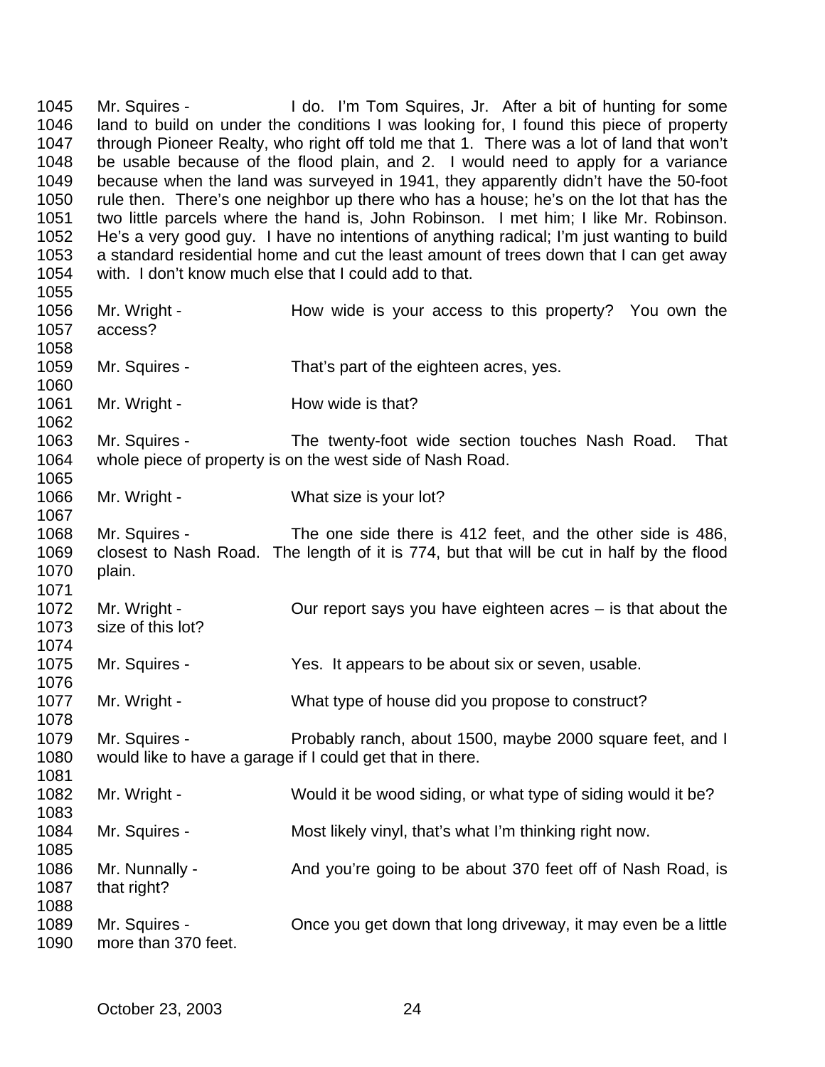Mr. Squires - I do. I'm Tom Squires, Jr. After a bit of hunting for some land to build on under the conditions I was looking for, I found this piece of property through Pioneer Realty, who right off told me that 1. There was a lot of land that won't be usable because of the flood plain, and 2. I would need to apply for a variance because when the land was surveyed in 1941, they apparently didn't have the 50-foot rule then. There's one neighbor up there who has a house; he's on the lot that has the two little parcels where the hand is, John Robinson. I met him; I like Mr. Robinson. He's a very good guy. I have no intentions of anything radical; I'm just wanting to build a standard residential home and cut the least amount of trees down that I can get away with. I don't know much else that I could add to that.

Mr. Wright - How wide is your access to this property? You own the access?

Mr. Squires - That's part of the eighteen acres, yes.

Mr. Wright - How wide is that?

Mr. Squires - The twenty-foot wide section touches Nash Road. That whole piece of property is on the west side of Nash Road.

Mr. Wright - What size is your lot?

Mr. Squires - The one side there is 412 feet, and the other side is 486, closest to Nash Road. The length of it is 774, but that will be cut in half by the flood plain.

Mr. Wright - Our report says you have eighteen acres – is that about the size of this lot?

Mr. Squires - Yes. It appears to be about six or seven, usable.

Mr. Wright - What type of house did you propose to construct?

Mr. Squires - Probably ranch, about 1500, maybe 2000 square feet, and I would like to have a garage if I could get that in there.

Mr. Wright - Would it be wood siding, or what type of siding would it be?

Mr. Squires - Most likely vinyl, that's what I'm thinking right now.

Mr. Nunnally - And you're going to be about 370 feet off of Nash Road, is that right?

Mr. Squires - Once you get down that long driveway, it may even be a little more than 370 feet.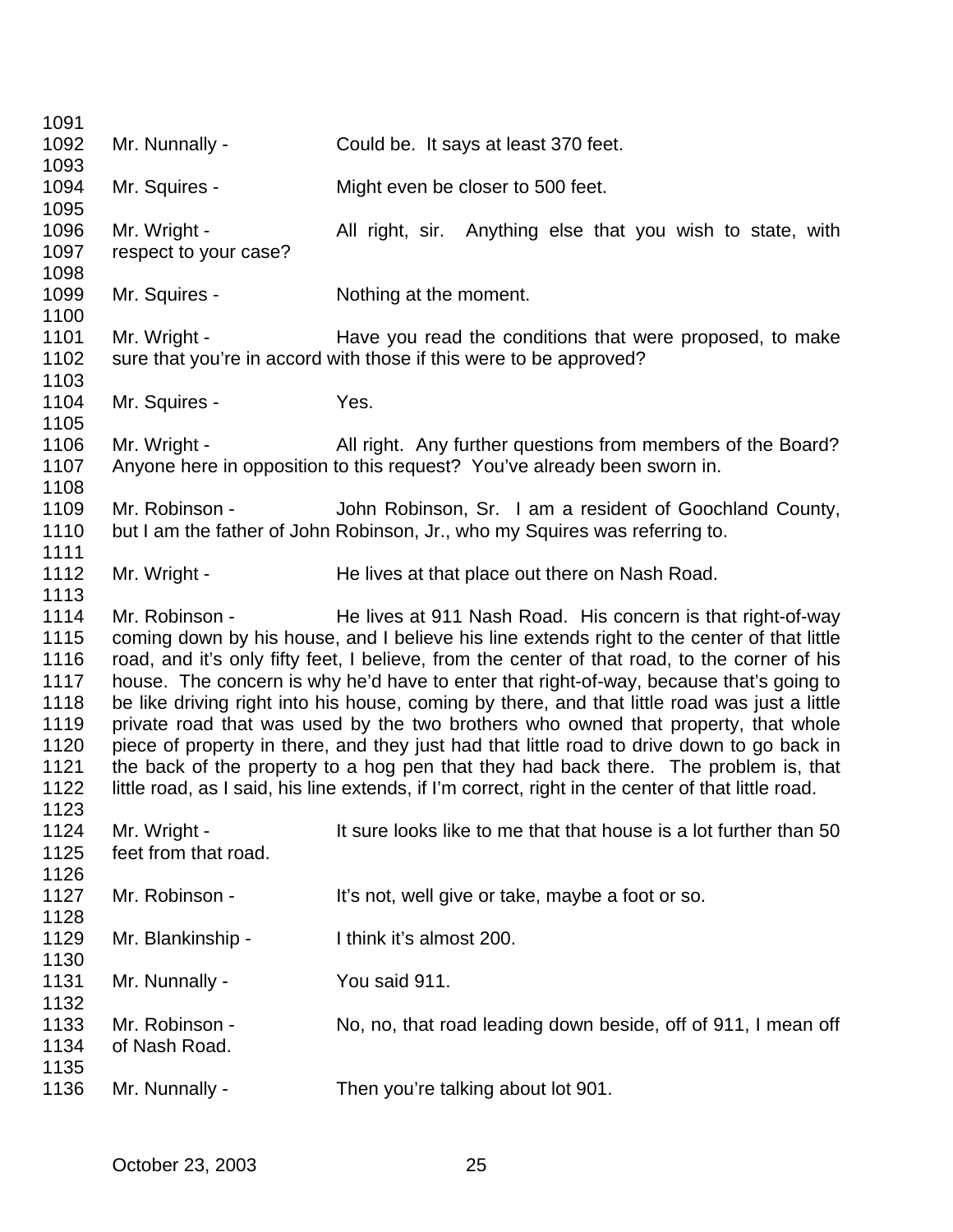1091
1092 Mr. Nunnally - Could be. It says at least 370 feet.
1093
1094 Mr. Squires - Might even be closer to 500 feet.
1095
1096 Mr. Wright - All right, sir. Anything else that you wish to state, with
1097 respect to your case?
1098
1099 Mr. Squires - Nothing at the moment.
1100
1101 Mr. Wright - Have you read the conditions that were proposed, to make
1102 sure that you're in accord with those if this were to be approved?
1103
1104 Mr. Squires - Yes.
1105
1106 Mr. Wright - All right. Any further questions from members of the Board?
1107 Anyone here in opposition to this request? You've already been sworn in.
1108
1109 Mr. Robinson - John Robinson, Sr. I am a resident of Goochland County,
1110 but I am the father of John Robinson, Jr., who my Squires was referring to.
1111
1112 Mr. Wright - He lives at that place out there on Nash Road.
1113
1114 Mr. Robinson - He lives at 911 Nash Road. His concern is that right-of-way
1115 coming down by his house, and I believe his line extends right to the center of that little
1116 road, and it's only fifty feet, I believe, from the center of that road, to the corner of his
1117 house. The concern is why he'd have to enter that right-of-way, because that's going to
1118 be like driving right into his house, coming by there, and that little road was just a little
1119 private road that was used by the two brothers who owned that property, that whole
1120 piece of property in there, and they just had that little road to drive down to go back in
1121 the back of the property to a hog pen that they had back there. The problem is, that
1122 little road, as I said, his line extends, if I'm correct, right in the center of that little road.
1123
1124 Mr. Wright - It sure looks like to me that that house is a lot further than 50
1125 feet from that road.
1126
1127 Mr. Robinson - It's not, well give or take, maybe a foot or so.
1128
1129 Mr. Blankinship - I think it's almost 200.
1130
1131 Mr. Nunnally - You said 911.
1132
1133 Mr. Robinson - No, no, that road leading down beside, off of 911, I mean off
1134 of Nash Road.
1135
1136 Mr. Nunnally - Then you're talking about lot 901.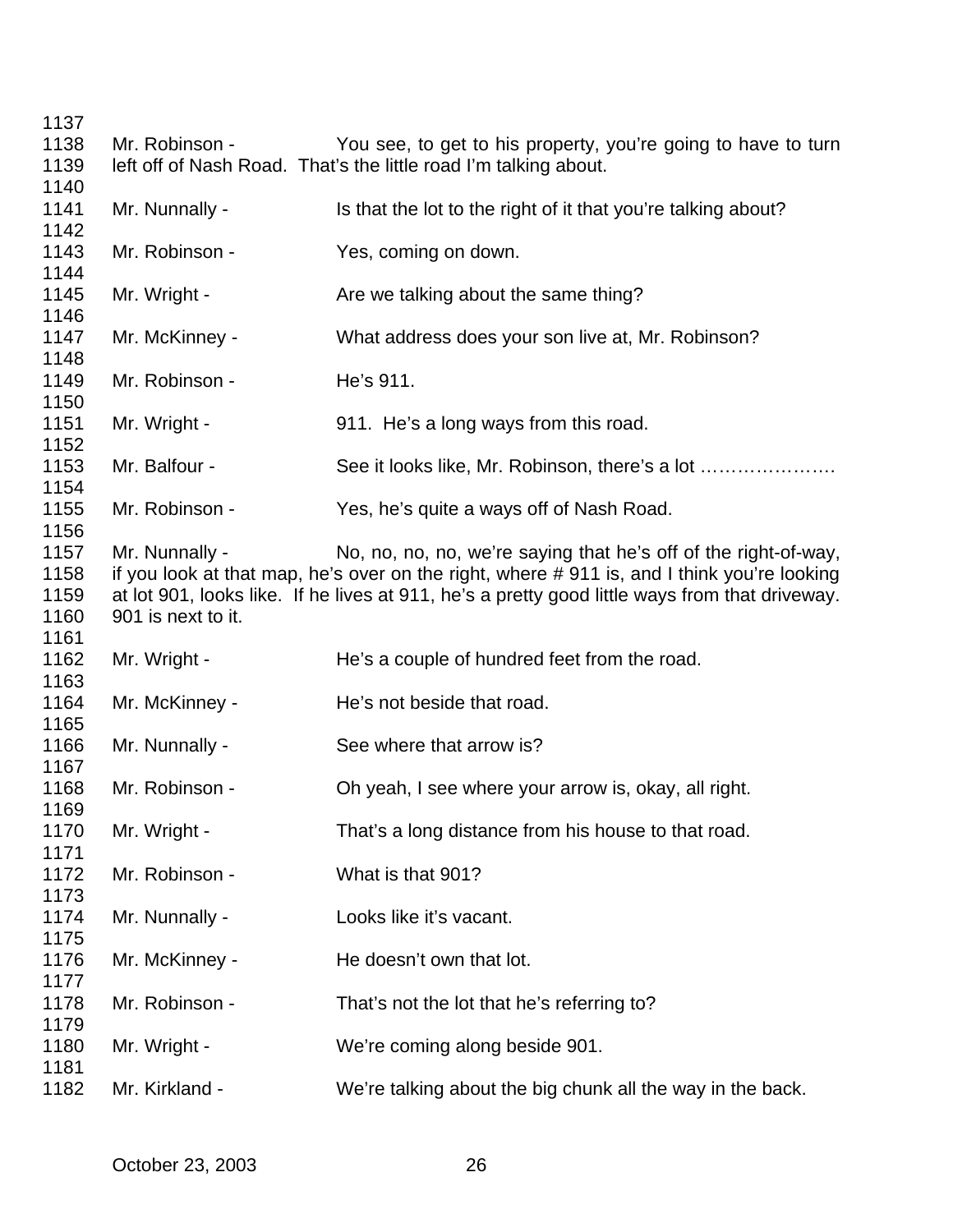Mr. Robinson - You see, to get to his property, you're going to have to turn left off of Nash Road. That's the little road I'm talking about.

Mr. Nunnally - Is that the lot to the right of it that you're talking about?

Mr. Robinson - Yes, coming on down.

Mr. Wright - Are we talking about the same thing?

Mr. McKinney - What address does your son live at, Mr. Robinson?

Mr. Robinson - He's 911.

Mr. Wright - 911. He's a long ways from this road.

Mr. Balfour - See it looks like, Mr. Robinson, there's a lot ………………….

Mr. Robinson - Yes, he's quite a ways off of Nash Road.

Mr. Nunnally - No, no, no, no, we're saying that he's off of the right-of-way, if you look at that map, he's over on the right, where # 911 is, and I think you're looking at lot 901, looks like. If he lives at 911, he's a pretty good little ways from that driveway. 901 is next to it.

Mr. Wright - He's a couple of hundred feet from the road.

Mr. McKinney - He's not beside that road.

Mr. Nunnally - See where that arrow is?

Mr. Robinson - Oh yeah, I see where your arrow is, okay, all right.

Mr. Wright - That's a long distance from his house to that road.

Mr. Robinson - What is that 901?

Mr. Nunnally - Looks like it's vacant.

Mr. McKinney - He doesn't own that lot.

Mr. Robinson - That's not the lot that he's referring to?

Mr. Wright - We're coming along beside 901.

Mr. Kirkland - We're talking about the big chunk all the way in the back.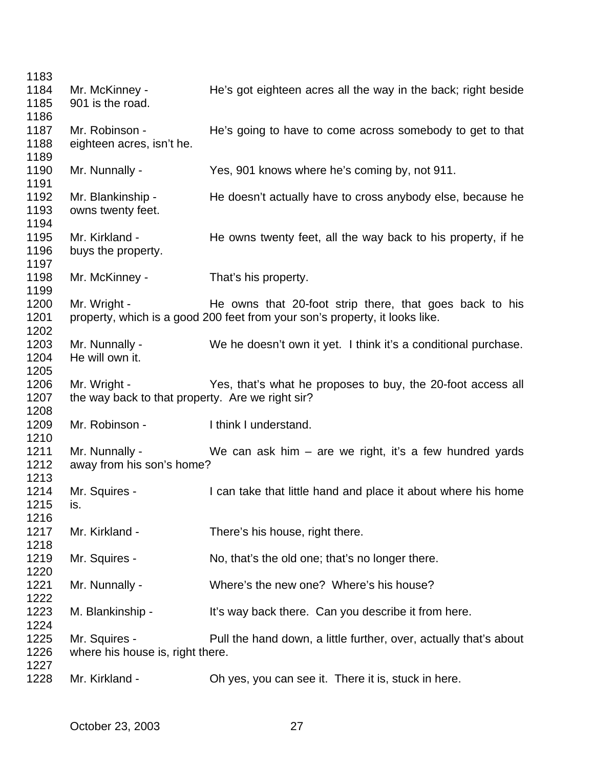1183
1184 Mr. McKinney - He's got eighteen acres all the way in the back; right beside
1185 901 is the road.
1186
1187 Mr. Robinson - He's going to have to come across somebody to get to that
1188 eighteen acres, isn't he.
1189
1190 Mr. Nunnally - Yes, 901 knows where he's coming by, not 911.
1191
1192 Mr. Blankinship - He doesn't actually have to cross anybody else, because he
1193 owns twenty feet.
1194
1195 Mr. Kirkland - He owns twenty feet, all the way back to his property, if he
1196 buys the property.
1197
1198 Mr. McKinney - That's his property.
1199
1200 Mr. Wright - He owns that 20-foot strip there, that goes back to his
1201 property, which is a good 200 feet from your son's property, it looks like.
1202
1203 Mr. Nunnally - We he doesn't own it yet. I think it's a conditional purchase.
1204 He will own it.
1205
1206 Mr. Wright - Yes, that's what he proposes to buy, the 20-foot access all
1207 the way back to that property. Are we right sir?
1208
1209 Mr. Robinson - I think I understand.
1210
1211 Mr. Nunnally - We can ask him – are we right, it's a few hundred yards
1212 away from his son's home?
1213
1214 Mr. Squires - I can take that little hand and place it about where his home
1215 is.
1216
1217 Mr. Kirkland - There's his house, right there.
1218
1219 Mr. Squires - No, that's the old one; that's no longer there.
1220
1221 Mr. Nunnally - Where's the new one? Where's his house?
1222
1223 M. Blankinship - It's way back there. Can you describe it from here.
1224
1225 Mr. Squires - Pull the hand down, a little further, over, actually that's about
1226 where his house is, right there.
1227
1228 Mr. Kirkland - Oh yes, you can see it. There it is, stuck in here.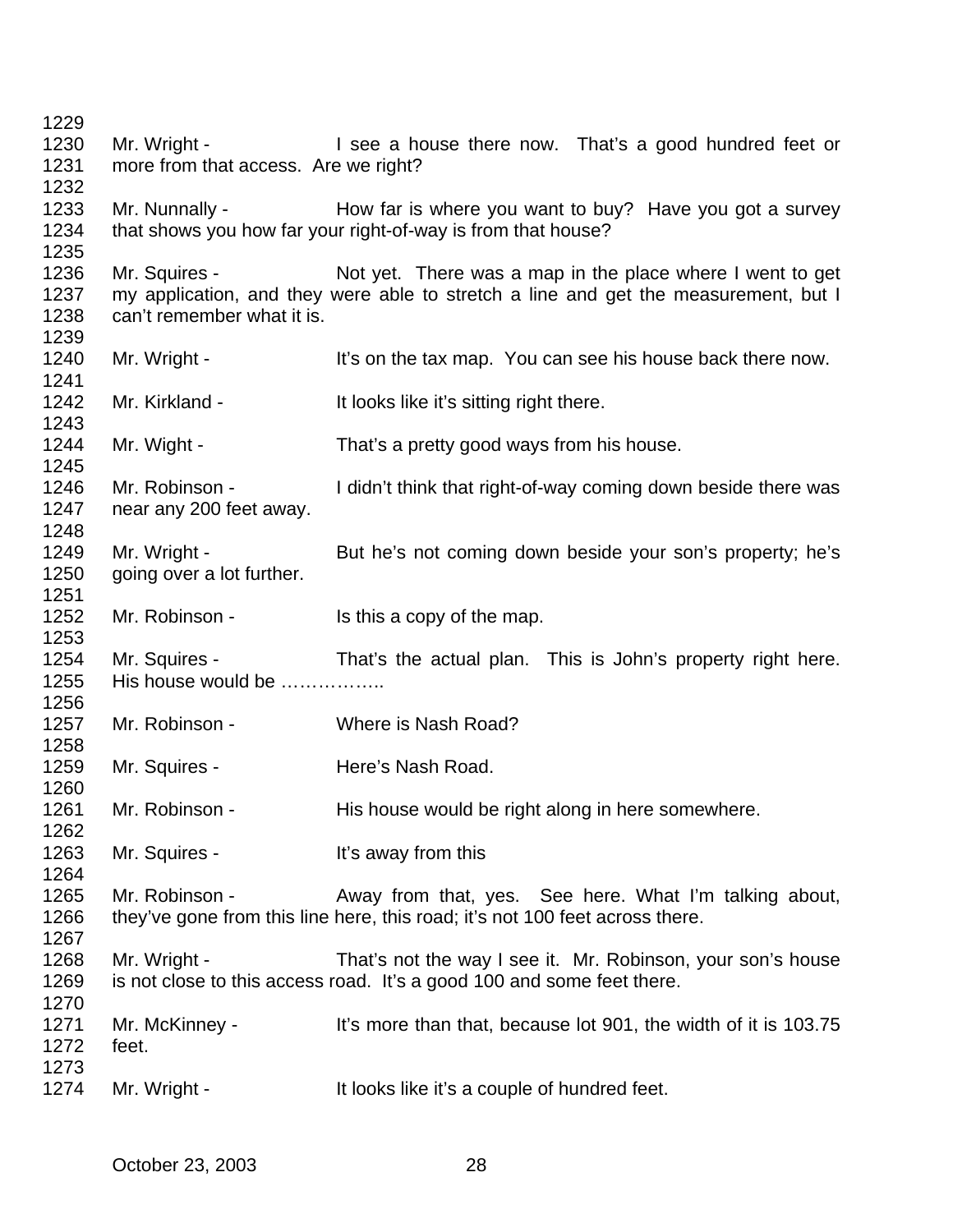1229

1230 Mr. Wright - I see a house there now. That's a good hundred feet or
1231 more from that access. Are we right?
1232

1233 Mr. Nunnally - How far is where you want to buy? Have you got a survey
1234 that shows you how far your right-of-way is from that house?
1235

1236 Mr. Squires - Not yet. There was a map in the place where I went to get
1237 my application, and they were able to stretch a line and get the measurement, but I
1238 can't remember what it is.
1239

1240 Mr. Wright - It's on the tax map. You can see his house back there now.
1241

1242 Mr. Kirkland - It looks like it's sitting right there.
1243

1244 Mr. Wight - That's a pretty good ways from his house.
1245

1246 Mr. Robinson - I didn't think that right-of-way coming down beside there was
1247 near any 200 feet away.
1248

1249 Mr. Wright - But he's not coming down beside your son's property; he's
1250 going over a lot further.
1251

1252 Mr. Robinson - Is this a copy of the map.
1253

1254 Mr. Squires - That's the actual plan. This is John's property right here.
1255 His house would be ……………..
1256

1257 Mr. Robinson - Where is Nash Road?
1258

1259 Mr. Squires - Here's Nash Road.
1260

1261 Mr. Robinson - His house would be right along in here somewhere.
1262

1263 Mr. Squires - It's away from this
1264

1265 Mr. Robinson - Away from that, yes. See here. What I'm talking about,
1266 they've gone from this line here, this road; it's not 100 feet across there.
1267

1268 Mr. Wright - That's not the way I see it. Mr. Robinson, your son's house
1269 is not close to this access road. It's a good 100 and some feet there.
1270

1271 Mr. McKinney - It's more than that, because lot 901, the width of it is 103.75
1272 feet.
1273

1274 Mr. Wright - It looks like it's a couple of hundred feet.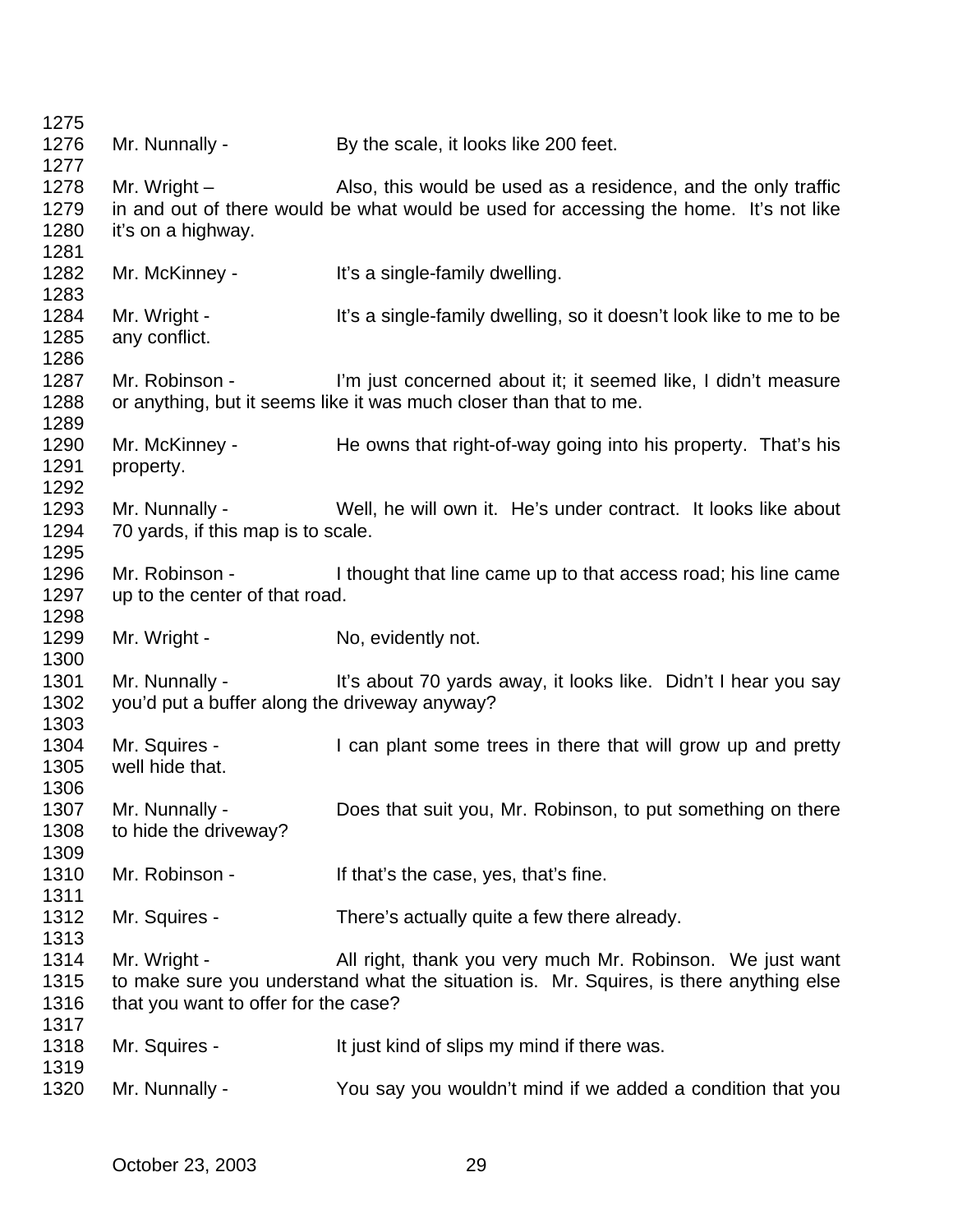1275
1276 Mr. Nunnally - By the scale, it looks like 200 feet.
1277
1278 Mr. Wright – Also, this would be used as a residence, and the only traffic
1279 in and out of there would be what would be used for accessing the home. It's not like
1280 it's on a highway.
1281
1282 Mr. McKinney - It's a single-family dwelling.
1283
1284 Mr. Wright - It's a single-family dwelling, so it doesn't look like to me to be
1285 any conflict.
1286
1287 Mr. Robinson - I'm just concerned about it; it seemed like, I didn't measure
1288 or anything, but it seems like it was much closer than that to me.
1289
1290 Mr. McKinney - He owns that right-of-way going into his property. That's his
1291 property.
1292
1293 Mr. Nunnally - Well, he will own it. He's under contract. It looks like about
1294 70 yards, if this map is to scale.
1295
1296 Mr. Robinson - I thought that line came up to that access road; his line came
1297 up to the center of that road.
1298
1299 Mr. Wright - No, evidently not.
1300
1301 Mr. Nunnally - It's about 70 yards away, it looks like. Didn't I hear you say
1302 you'd put a buffer along the driveway anyway?
1303
1304 Mr. Squires - I can plant some trees in there that will grow up and pretty
1305 well hide that.
1306
1307 Mr. Nunnally - Does that suit you, Mr. Robinson, to put something on there
1308 to hide the driveway?
1309
1310 Mr. Robinson - If that's the case, yes, that's fine.
1311
1312 Mr. Squires - There's actually quite a few there already.
1313
1314 Mr. Wright - All right, thank you very much Mr. Robinson. We just want
1315 to make sure you understand what the situation is. Mr. Squires, is there anything else
1316 that you want to offer for the case?
1317
1318 Mr. Squires - It just kind of slips my mind if there was.
1319
1320 Mr. Nunnally - You say you wouldn't mind if we added a condition that you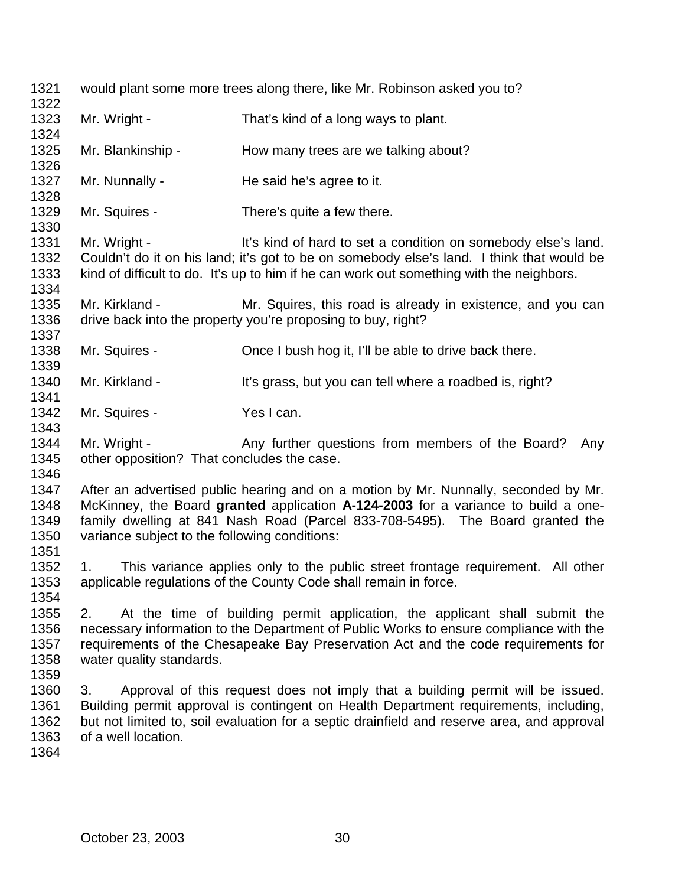would plant some more trees along there, like Mr. Robinson asked you to?

Mr. Wright - That's kind of a long ways to plant.

Mr. Blankinship - How many trees are we talking about?

Mr. Nunnally - He said he's agree to it.

Mr. Squires - There's quite a few there.

Mr. Wright - It's kind of hard to set a condition on somebody else's land. Couldn't do it on his land; it's got to be on somebody else's land. I think that would be kind of difficult to do. It's up to him if he can work out something with the neighbors.

Mr. Kirkland - Mr. Squires, this road is already in existence, and you can drive back into the property you're proposing to buy, right?

Mr. Squires - Once I bush hog it, I'll be able to drive back there.

Mr. Kirkland - It's grass, but you can tell where a roadbed is, right?

Mr. Squires - Yes I can.

Mr. Wright - Any further questions from members of the Board? Any other opposition? That concludes the case.

After an advertised public hearing and on a motion by Mr. Nunnally, seconded by Mr. McKinney, the Board **granted** application **A-124-2003** for a variance to build a one-family dwelling at 841 Nash Road (Parcel 833-708-5495). The Board granted the variance subject to the following conditions:

1. This variance applies only to the public street frontage requirement. All other applicable regulations of the County Code shall remain in force.

2. At the time of building permit application, the applicant shall submit the necessary information to the Department of Public Works to ensure compliance with the requirements of the Chesapeake Bay Preservation Act and the code requirements for water quality standards.

3. Approval of this request does not imply that a building permit will be issued. Building permit approval is contingent on Health Department requirements, including, but not limited to, soil evaluation for a septic drainfield and reserve area, and approval of a well location.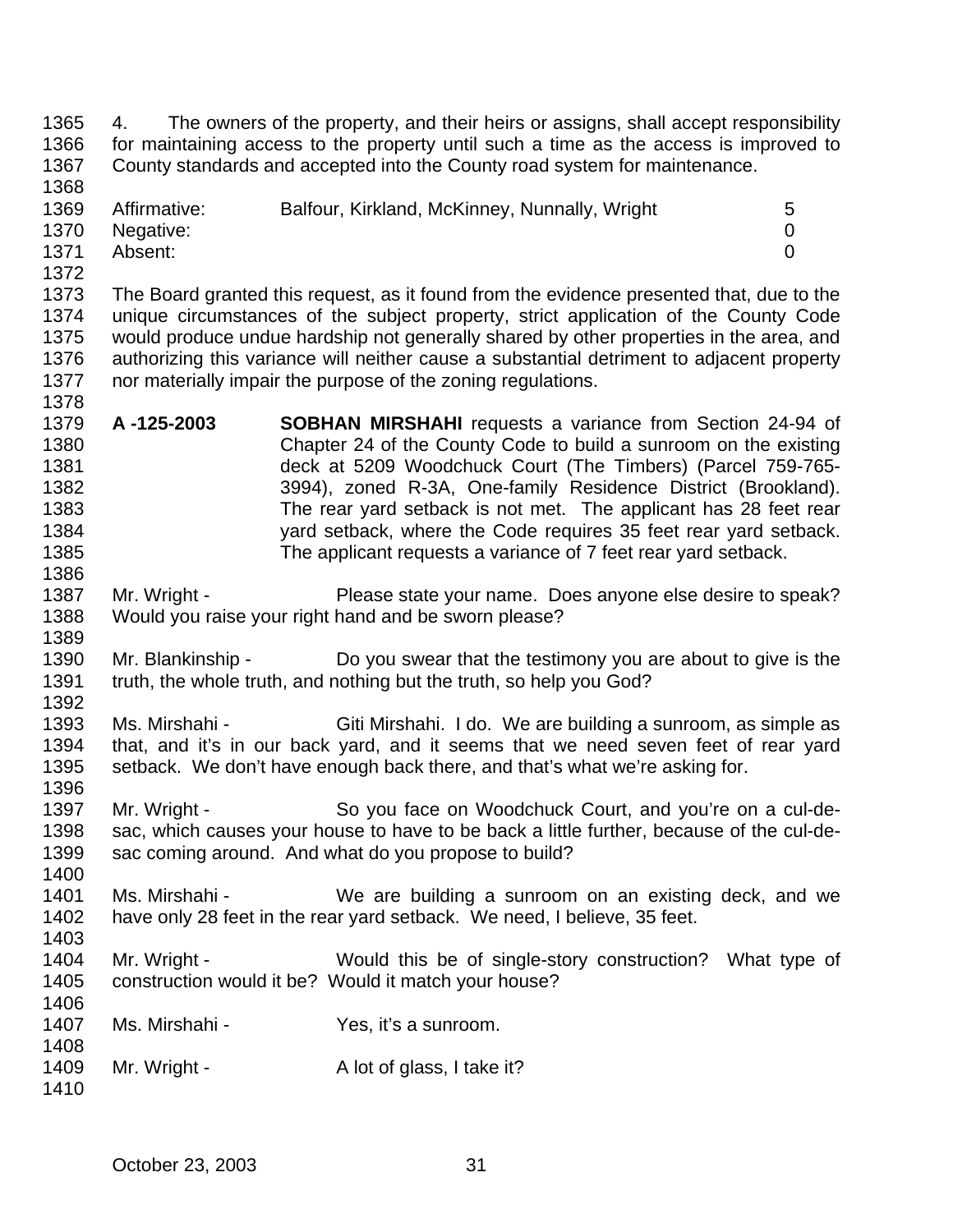4. The owners of the property, and their heirs or assigns, shall accept responsibility for maintaining access to the property until such a time as the access is improved to County standards and accepted into the County road system for maintenance.

| | | |
|---|---|---|
| Affirmative: | Balfour, Kirkland, McKinney, Nunnally, Wright | 5 |
| Negative: | | 0 |
| Absent: | | 0 |

The Board granted this request, as it found from the evidence presented that, due to the unique circumstances of the subject property, strict application of the County Code would produce undue hardship not generally shared by other properties in the area, and authorizing this variance will neither cause a substantial detriment to adjacent property nor materially impair the purpose of the zoning regulations.

**A -125-2003** **SOBHAN MIRSHAHI** requests a variance from Section 24-94 of Chapter 24 of the County Code to build a sunroom on the existing deck at 5209 Woodchuck Court (The Timbers) (Parcel 759-765-3994), zoned R-3A, One-family Residence District (Brookland). The rear yard setback is not met. The applicant has 28 feet rear yard setback, where the Code requires 35 feet rear yard setback. The applicant requests a variance of 7 feet rear yard setback.

Mr. Wright - Please state your name. Does anyone else desire to speak? Would you raise your right hand and be sworn please?

Mr. Blankinship - Do you swear that the testimony you are about to give is the truth, the whole truth, and nothing but the truth, so help you God?

Ms. Mirshahi - Giti Mirshahi. I do. We are building a sunroom, as simple as that, and it's in our back yard, and it seems that we need seven feet of rear yard setback. We don't have enough back there, and that's what we're asking for.

Mr. Wright - So you face on Woodchuck Court, and you're on a cul-de-sac, which causes your house to have to be back a little further, because of the cul-de-sac coming around. And what do you propose to build?

Ms. Mirshahi - We are building a sunroom on an existing deck, and we have only 28 feet in the rear yard setback. We need, I believe, 35 feet.

Mr. Wright - Would this be of single-story construction? What type of construction would it be? Would it match your house?

Ms. Mirshahi - Yes, it's a sunroom.

Mr. Wright - A lot of glass, I take it?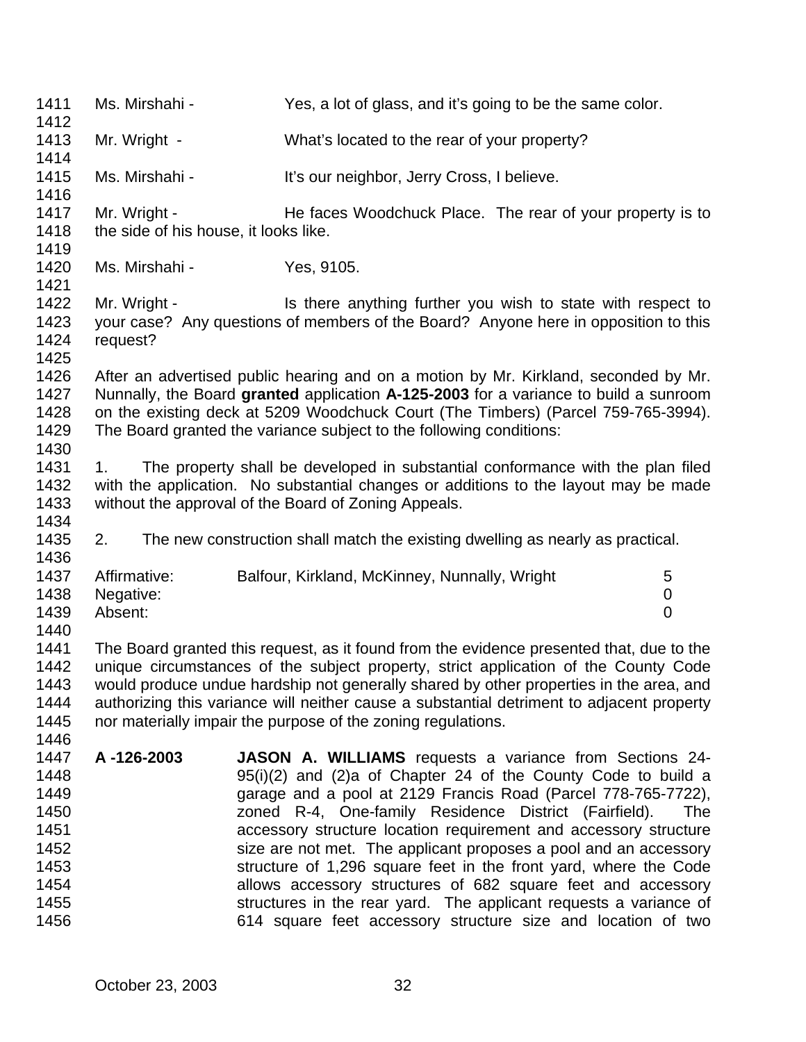Ms. Mirshahi - Yes, a lot of glass, and it's going to be the same color.

Mr. Wright - What's located to the rear of your property?

Ms. Mirshahi - It's our neighbor, Jerry Cross, I believe.

Mr. Wright - He faces Woodchuck Place. The rear of your property is to the side of his house, it looks like.

Ms. Mirshahi - Yes, 9105.

Mr. Wright - Is there anything further you wish to state with respect to your case? Any questions of members of the Board? Anyone here in opposition to this request?

After an advertised public hearing and on a motion by Mr. Kirkland, seconded by Mr. Nunnally, the Board **granted** application **A-125-2003** for a variance to build a sunroom on the existing deck at 5209 Woodchuck Court (The Timbers) (Parcel 759-765-3994). The Board granted the variance subject to the following conditions:

1. The property shall be developed in substantial conformance with the plan filed with the application. No substantial changes or additions to the layout may be made without the approval of the Board of Zoning Appeals.

2. The new construction shall match the existing dwelling as nearly as practical.

| | | |
|---|---|---|
| Affirmative: | Balfour, Kirkland, McKinney, Nunnally, Wright | 5 |
| Negative: | | 0 |
| Absent: | | 0 |

The Board granted this request, as it found from the evidence presented that, due to the unique circumstances of the subject property, strict application of the County Code would produce undue hardship not generally shared by other properties in the area, and authorizing this variance will neither cause a substantial detriment to adjacent property nor materially impair the purpose of the zoning regulations.

**A -126-2003** **JASON A. WILLIAMS** requests a variance from Sections 24-95(i)(2) and (2)a of Chapter 24 of the County Code to build a garage and a pool at 2129 Francis Road (Parcel 778-765-7722), zoned R-4, One-family Residence District (Fairfield). The accessory structure location requirement and accessory structure size are not met. The applicant proposes a pool and an accessory structure of 1,296 square feet in the front yard, where the Code allows accessory structures of 682 square feet and accessory structures in the rear yard. The applicant requests a variance of 614 square feet accessory structure size and location of two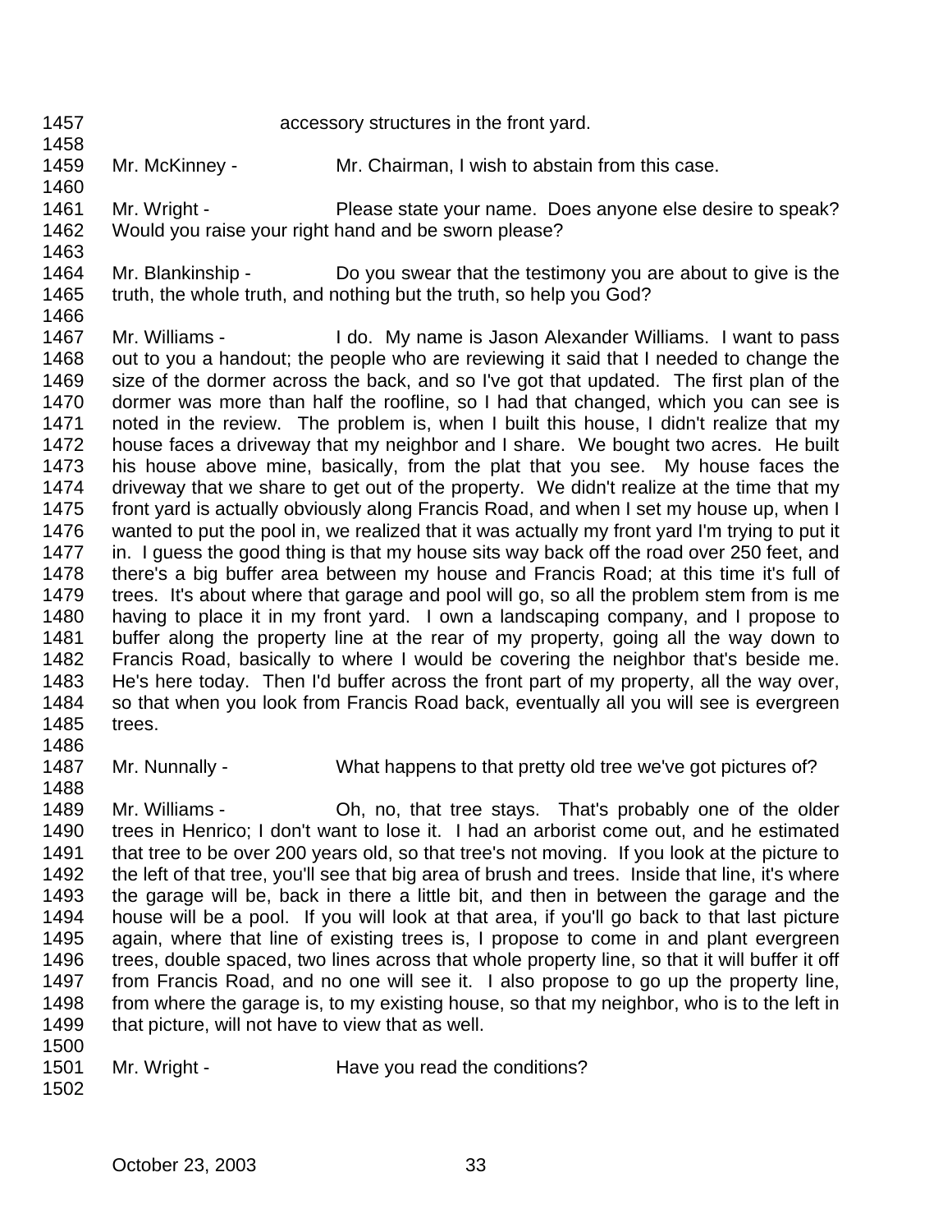accessory structures in the front yard.

Mr. McKinney - Mr. Chairman, I wish to abstain from this case.

Mr. Wright - Please state your name. Does anyone else desire to speak? Would you raise your right hand and be sworn please?

Mr. Blankinship - Do you swear that the testimony you are about to give is the truth, the whole truth, and nothing but the truth, so help you God?

Mr. Williams - I do. My name is Jason Alexander Williams. I want to pass out to you a handout; the people who are reviewing it said that I needed to change the size of the dormer across the back, and so I've got that updated. The first plan of the dormer was more than half the roofline, so I had that changed, which you can see is noted in the review. The problem is, when I built this house, I didn't realize that my house faces a driveway that my neighbor and I share. We bought two acres. He built his house above mine, basically, from the plat that you see. My house faces the driveway that we share to get out of the property. We didn't realize at the time that my front yard is actually obviously along Francis Road, and when I set my house up, when I wanted to put the pool in, we realized that it was actually my front yard I'm trying to put it in. I guess the good thing is that my house sits way back off the road over 250 feet, and there's a big buffer area between my house and Francis Road; at this time it's full of trees. It's about where that garage and pool will go, so all the problem stem from is me having to place it in my front yard. I own a landscaping company, and I propose to buffer along the property line at the rear of my property, going all the way down to Francis Road, basically to where I would be covering the neighbor that's beside me. He's here today. Then I'd buffer across the front part of my property, all the way over, so that when you look from Francis Road back, eventually all you will see is evergreen trees.

Mr. Nunnally - What happens to that pretty old tree we've got pictures of?

Mr. Williams - Oh, no, that tree stays. That's probably one of the older trees in Henrico; I don't want to lose it. I had an arborist come out, and he estimated that tree to be over 200 years old, so that tree's not moving. If you look at the picture to the left of that tree, you'll see that big area of brush and trees. Inside that line, it's where the garage will be, back in there a little bit, and then in between the garage and the house will be a pool. If you will look at that area, if you'll go back to that last picture again, where that line of existing trees is, I propose to come in and plant evergreen trees, double spaced, two lines across that whole property line, so that it will buffer it off from Francis Road, and no one will see it. I also propose to go up the property line, from where the garage is, to my existing house, so that my neighbor, who is to the left in that picture, will not have to view that as well.

Mr. Wright - Have you read the conditions?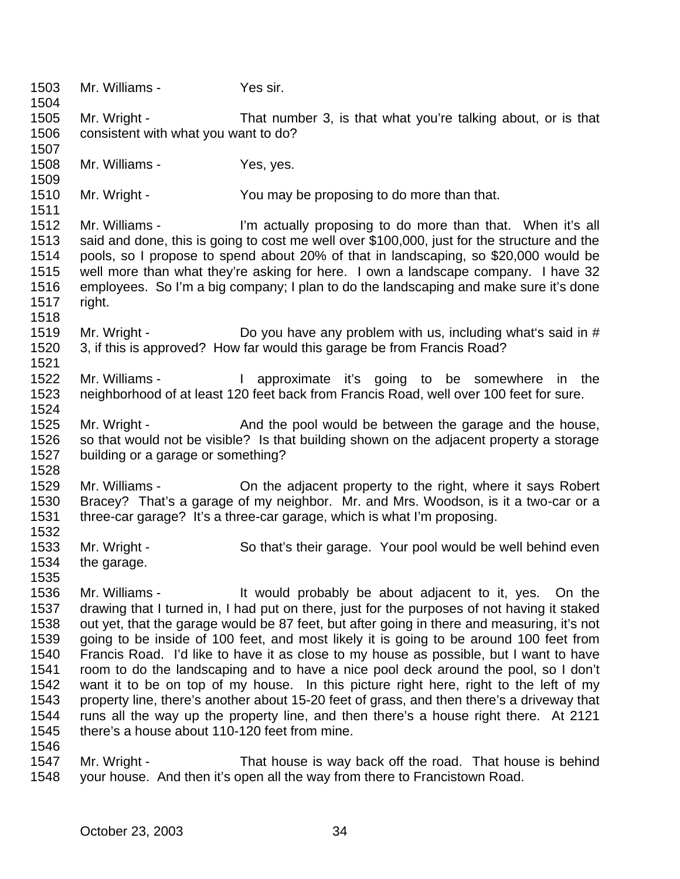1503 Mr. Williams - Yes sir.
1504
1505 Mr. Wright - That number 3, is that what you're talking about, or is that
1506 consistent with what you want to do?
1507
1508 Mr. Williams - Yes, yes.
1509
1510 Mr. Wright - You may be proposing to do more than that.
1511
1512 Mr. Williams - I'm actually proposing to do more than that. When it's all
1513 said and done, this is going to cost me well over $100,000, just for the structure and the
1514 pools, so I propose to spend about 20% of that in landscaping, so $20,000 would be
1515 well more than what they're asking for here. I own a landscape company. I have 32
1516 employees. So I'm a big company; I plan to do the landscaping and make sure it's done
1517 right.
1518
1519 Mr. Wright - Do you have any problem with us, including what's said in #
1520 3, if this is approved? How far would this garage be from Francis Road?
1521
1522 Mr. Williams - I approximate it's going to be somewhere in the
1523 neighborhood of at least 120 feet back from Francis Road, well over 100 feet for sure.
1524
1525 Mr. Wright - And the pool would be between the garage and the house,
1526 so that would not be visible? Is that building shown on the adjacent property a storage
1527 building or a garage or something?
1528
1529 Mr. Williams - On the adjacent property to the right, where it says Robert
1530 Bracey? That's a garage of my neighbor. Mr. and Mrs. Woodson, is it a two-car or a
1531 three-car garage? It's a three-car garage, which is what I'm proposing.
1532
1533 Mr. Wright - So that's their garage. Your pool would be well behind even
1534 the garage.
1535
1536 Mr. Williams - It would probably be about adjacent to it, yes. On the
1537 drawing that I turned in, I had put on there, just for the purposes of not having it staked
1538 out yet, that the garage would be 87 feet, but after going in there and measuring, it's not
1539 going to be inside of 100 feet, and most likely it is going to be around 100 feet from
1540 Francis Road. I'd like to have it as close to my house as possible, but I want to have
1541 room to do the landscaping and to have a nice pool deck around the pool, so I don't
1542 want it to be on top of my house. In this picture right here, right to the left of my
1543 property line, there's another about 15-20 feet of grass, and then there's a driveway that
1544 runs all the way up the property line, and then there's a house right there. At 2121
1545 there's a house about 110-120 feet from mine.
1546
1547 Mr. Wright - That house is way back off the road. That house is behind
1548 your house. And then it's open all the way from there to Francistown Road.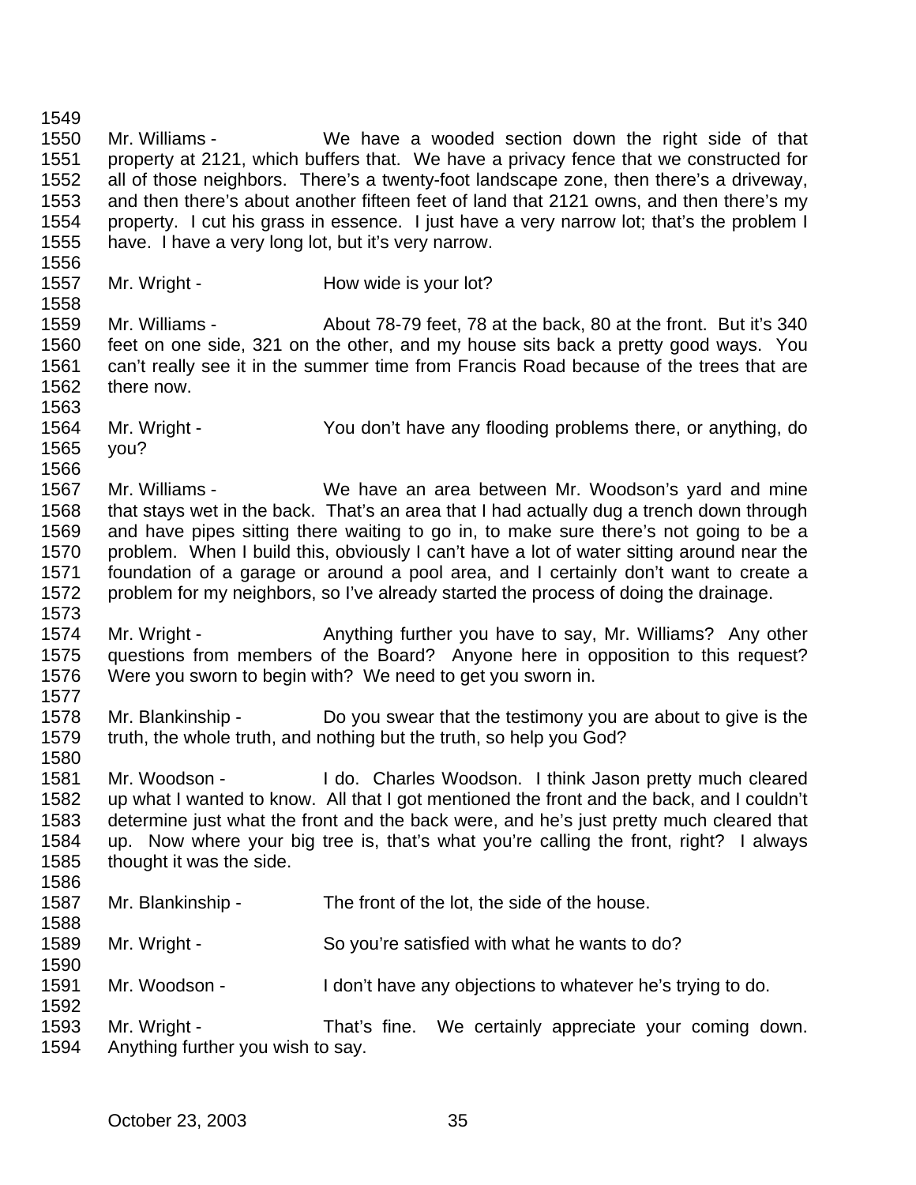Mr. Williams - We have a wooded section down the right side of that property at 2121, which buffers that. We have a privacy fence that we constructed for all of those neighbors. There's a twenty-foot landscape zone, then there's a driveway, and then there's about another fifteen feet of land that 2121 owns, and then there's my property. I cut his grass in essence. I just have a very narrow lot; that's the problem I have. I have a very long lot, but it's very narrow.

Mr. Wright - How wide is your lot?

Mr. Williams - About 78-79 feet, 78 at the back, 80 at the front. But it's 340 feet on one side, 321 on the other, and my house sits back a pretty good ways. You can't really see it in the summer time from Francis Road because of the trees that are there now.

Mr. Wright - You don't have any flooding problems there, or anything, do you?

Mr. Williams - We have an area between Mr. Woodson's yard and mine that stays wet in the back. That's an area that I had actually dug a trench down through and have pipes sitting there waiting to go in, to make sure there's not going to be a problem. When I build this, obviously I can't have a lot of water sitting around near the foundation of a garage or around a pool area, and I certainly don't want to create a problem for my neighbors, so I've already started the process of doing the drainage.

Mr. Wright - Anything further you have to say, Mr. Williams? Any other questions from members of the Board? Anyone here in opposition to this request? Were you sworn to begin with? We need to get you sworn in.

Mr. Blankinship - Do you swear that the testimony you are about to give is the truth, the whole truth, and nothing but the truth, so help you God?

Mr. Woodson - I do. Charles Woodson. I think Jason pretty much cleared up what I wanted to know. All that I got mentioned the front and the back, and I couldn't determine just what the front and the back were, and he's just pretty much cleared that up. Now where your big tree is, that's what you're calling the front, right? I always thought it was the side.

Mr. Blankinship - The front of the lot, the side of the house.

Mr. Wright - So you're satisfied with what he wants to do?

Mr. Woodson - I don't have any objections to whatever he's trying to do.

Mr. Wright - That's fine. We certainly appreciate your coming down. Anything further you wish to say.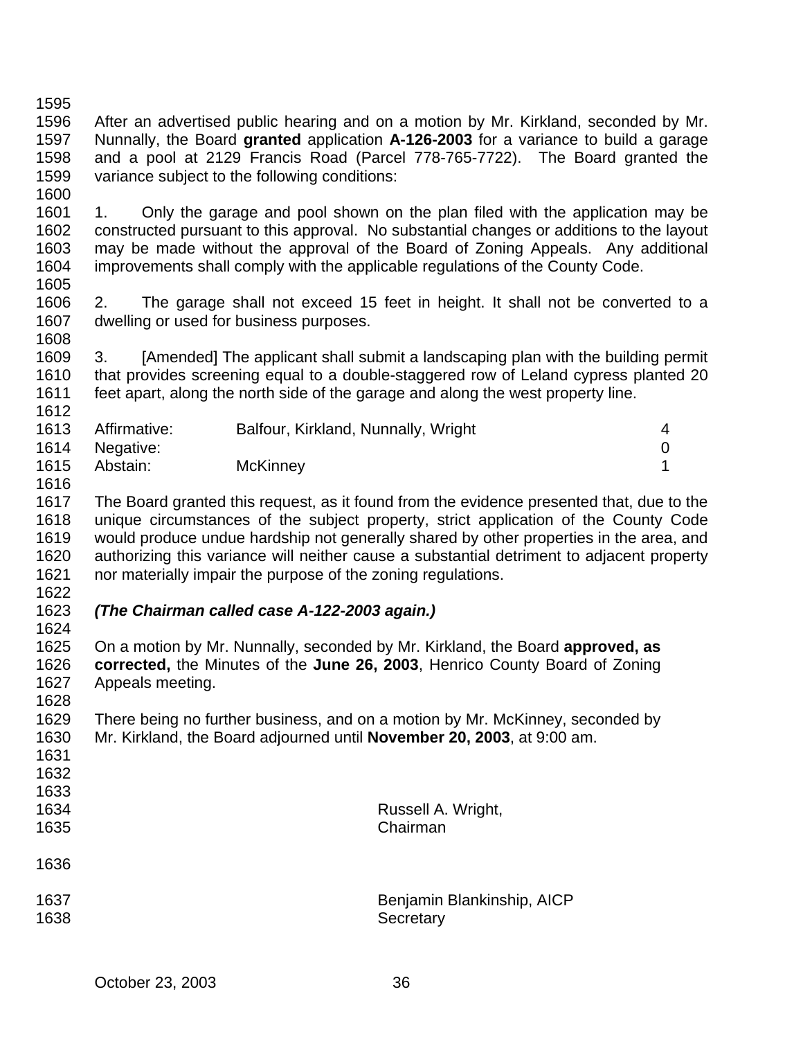After an advertised public hearing and on a motion by Mr. Kirkland, seconded by Mr. Nunnally, the Board **granted** application **A-126-2003** for a variance to build a garage and a pool at 2129 Francis Road (Parcel 778-765-7722). The Board granted the variance subject to the following conditions:

1. Only the garage and pool shown on the plan filed with the application may be constructed pursuant to this approval. No substantial changes or additions to the layout may be made without the approval of the Board of Zoning Appeals. Any additional improvements shall comply with the applicable regulations of the County Code.

2. The garage shall not exceed 15 feet in height. It shall not be converted to a dwelling or used for business purposes.

3. [Amended] The applicant shall submit a landscaping plan with the building permit that provides screening equal to a double-staggered row of Leland cypress planted 20 feet apart, along the north side of the garage and along the west property line.

| | | |
|---|---|---|
| Affirmative: | Balfour, Kirkland, Nunnally, Wright | 4 |
| Negative: | | 0 |
| Abstain: | McKinney | 1 |

The Board granted this request, as it found from the evidence presented that, due to the unique circumstances of the subject property, strict application of the County Code would produce undue hardship not generally shared by other properties in the area, and authorizing this variance will neither cause a substantial detriment to adjacent property nor materially impair the purpose of the zoning regulations.

***(The Chairman called case A-122-2003 again.)***

On a motion by Mr. Nunnally, seconded by Mr. Kirkland, the Board **approved, as corrected,** the Minutes of the **June 26, 2003**, Henrico County Board of Zoning Appeals meeting.

There being no further business, and on a motion by Mr. McKinney, seconded by Mr. Kirkland, the Board adjourned until **November 20, 2003**, at 9:00 am.

Russell A. Wright,
Chairman

Benjamin Blankinship, AICP
Secretary